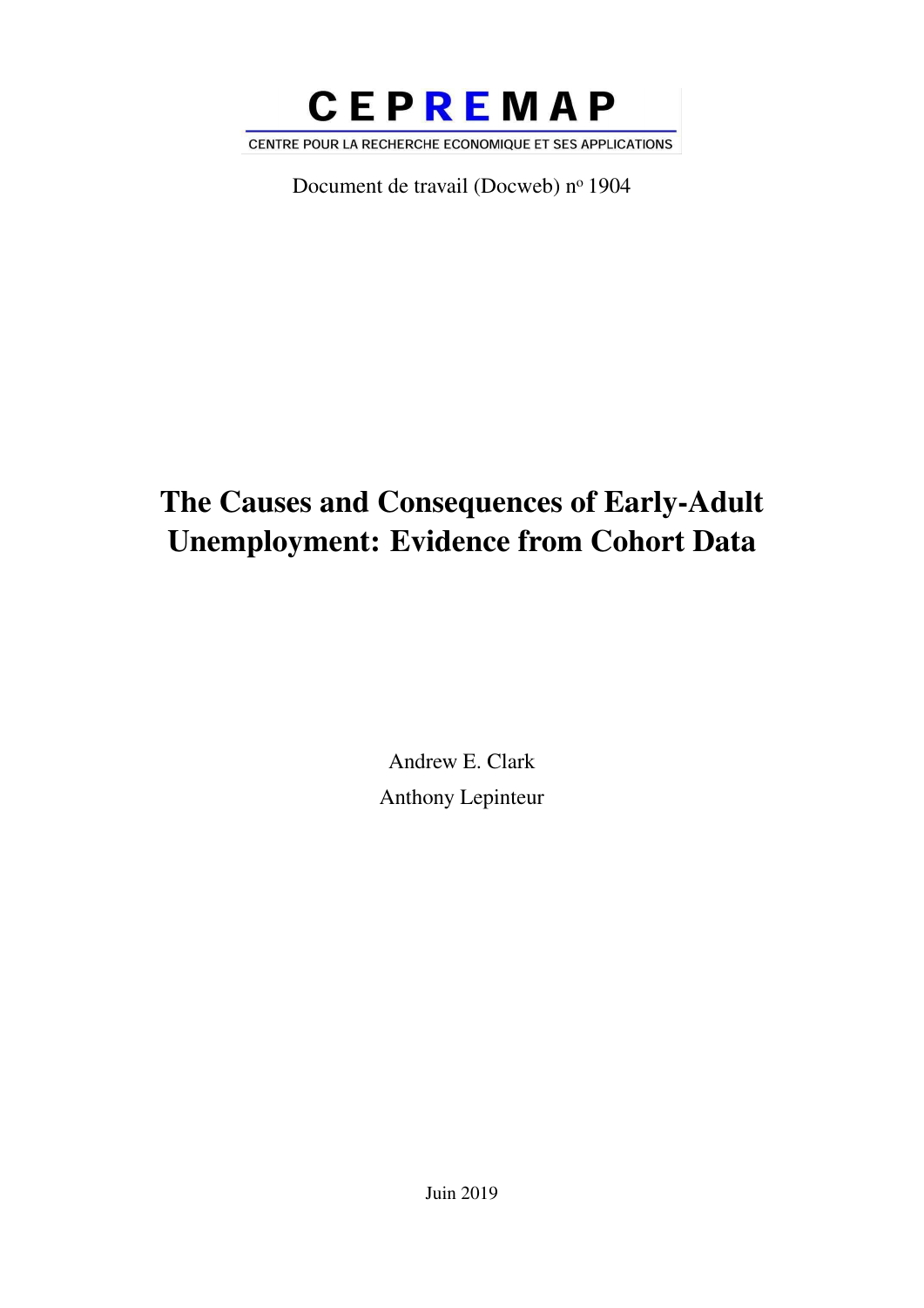# CEPREMAP

CENTRE POUR LA RECHERCHE ECONOMIQUE ET SES APPLICATIONS

Document de travail (Docweb) n° 1904

# The Causes and Consequences of Early-Adult Unemployment: Evidence from Cohort Data

Andrew E. Clark

Anthony Lepinteur

Juin 2019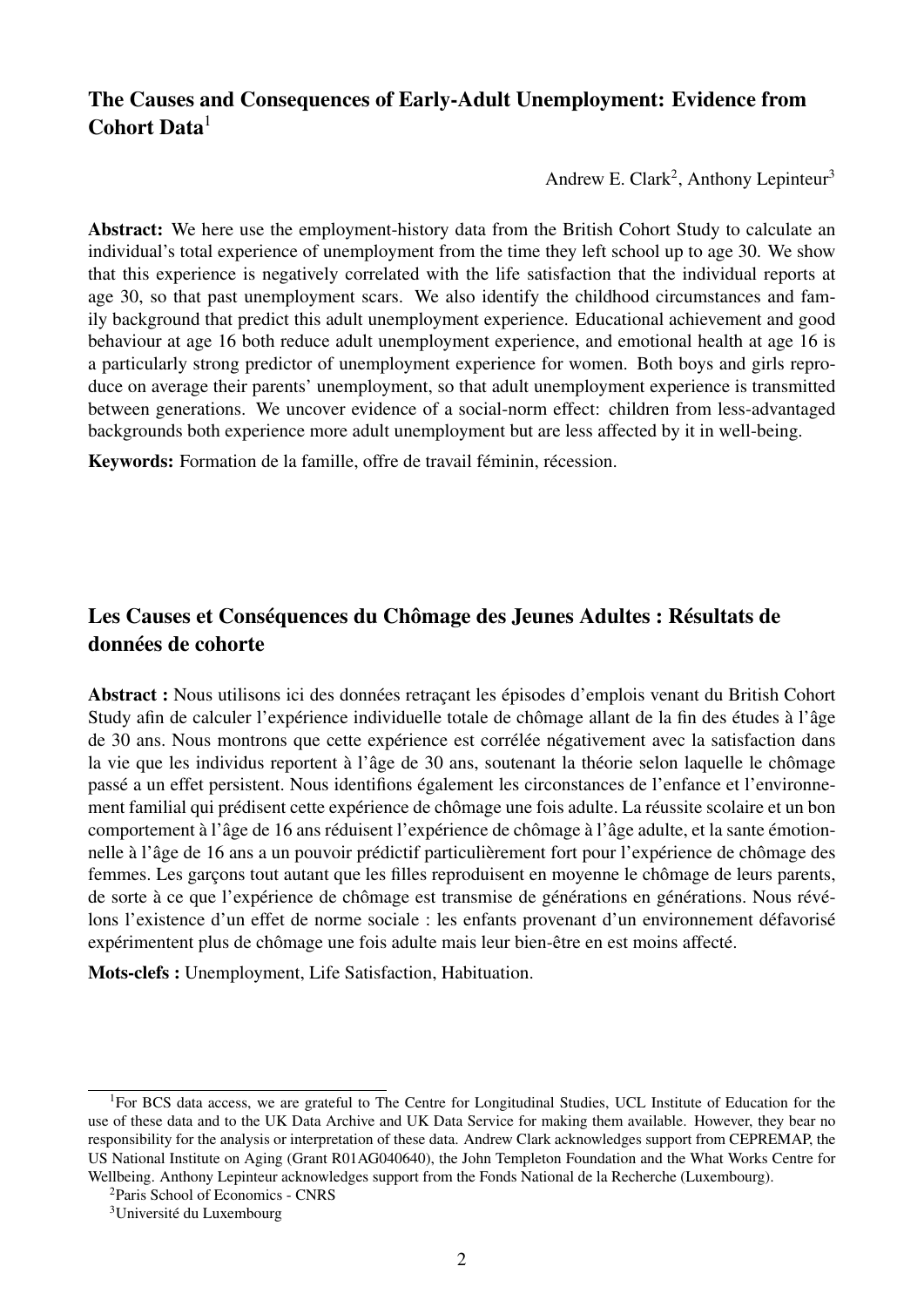## The Causes and Consequences of Early-Adult Unemployment: Evidence from Cohort Data[1]

Andrew E. Clark[2], Anthony Lepinteur[3]

**Abstract:** We here use the employment-history data from the British Cohort Study to calculate an individual's total experience of unemployment from the time they left school up to age 30. We show that this experience is negatively correlated with the life satisfaction that the individual reports at age 30, so that past unemployment scars. We also identify the childhood circumstances and family background that predict this adult unemployment experience. Educational achievement and good behaviour at age 16 both reduce adult unemployment experience, and emotional health at age 16 is a particularly strong predictor of unemployment experience for women. Both boys and girls reproduce on average their parents' unemployment, so that adult unemployment experience is transmitted between generations. We uncover evidence of a social-norm effect: children from less-advantaged backgrounds both experience more adult unemployment but are less affected by it in well-being.

**Keywords:** Formation de la famille, offre de travail féminin, récession.

## Les Causes et Conséquences du Chômage des Jeunes Adultes : Résultats de données de cohorte

**Abstract :** Nous utilisons ici des données retraçant les épisodes d'emplois venant du British Cohort Study afin de calculer l'expérience individuelle totale de chômage allant de la fin des études à l'âge de 30 ans. Nous montrons que cette expérience est corrélée négativement avec la satisfaction dans la vie que les individus reportent à l'âge de 30 ans, soutenant la théorie selon laquelle le chômage passé a un effet persistent. Nous identifions également les circonstances de l'enfance et l'environnement familial qui prédisent cette expérience de chômage une fois adulte. La réussite scolaire et un bon comportement à l'âge de 16 ans réduisent l'expérience de chômage à l'âge adulte, et la sante émotionnelle à l'âge de 16 ans a un pouvoir prédictif particulièrement fort pour l'expérience de chômage des femmes. Les garçons tout autant que les filles reproduisent en moyenne le chômage de leurs parents, de sorte à ce que l'expérience de chômage est transmise de générations en générations. Nous révélons l'existence d'un effet de norme sociale : les enfants provenant d'un environnement défavorisé expérimentent plus de chômage une fois adulte mais leur bien-être en est moins affecté.

**Mots-clefs :** Unemployment, Life Satisfaction, Habituation.

---

[1] For BCS data access, we are grateful to The Centre for Longitudinal Studies, UCL Institute of Education for the use of these data and to the UK Data Archive and UK Data Service for making them available. However, they bear no responsibility for the analysis or interpretation of these data. Andrew Clark acknowledges support from CEPREMAP, the US National Institute on Aging (Grant R01AG040640), the John Templeton Foundation and the What Works Centre for Wellbeing. Anthony Lepinteur acknowledges support from the Fonds National de la Recherche (Luxembourg).

[2] Paris School of Economics - CNRS

[3] Université du Luxembourg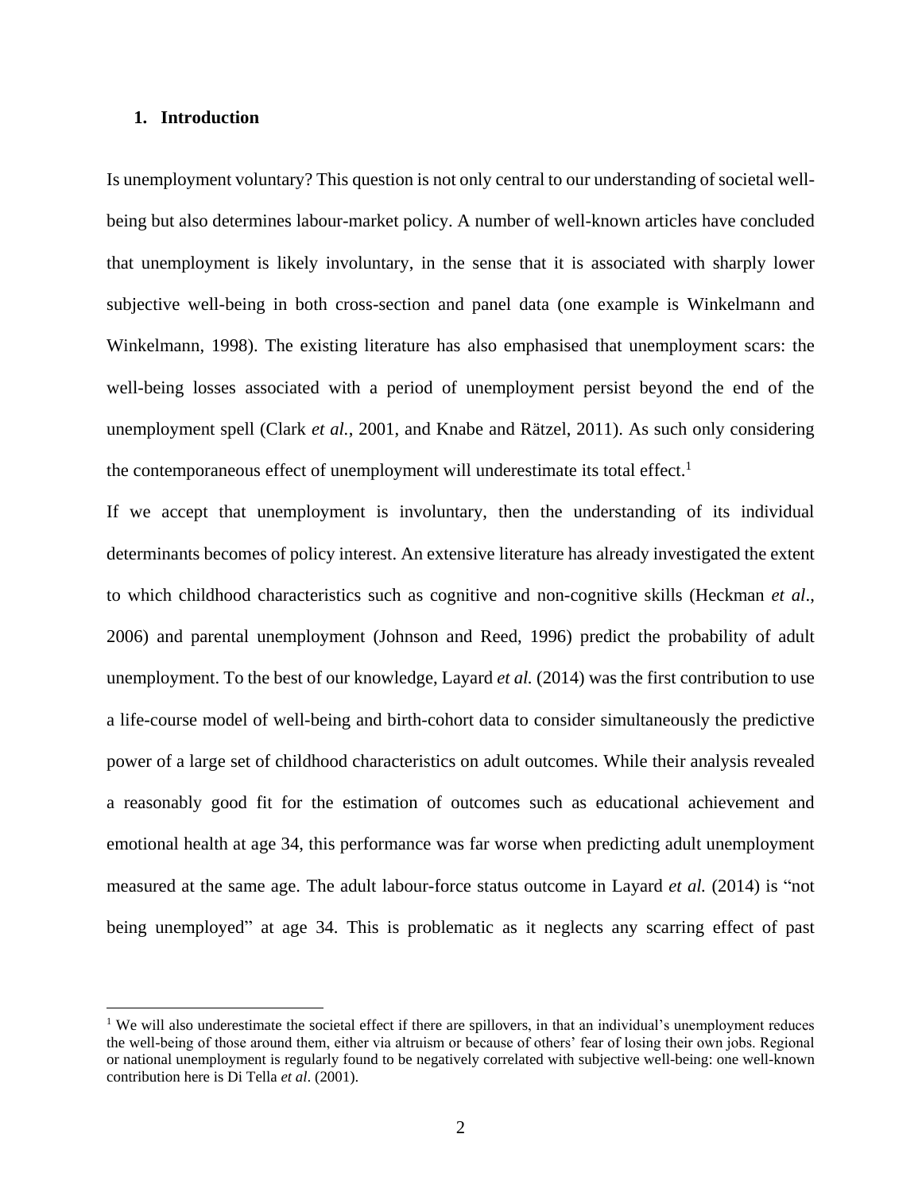## 1. Introduction

Is unemployment voluntary? This question is not only central to our understanding of societal well-being but also determines labour-market policy. A number of well-known articles have concluded that unemployment is likely involuntary, in the sense that it is associated with sharply lower subjective well-being in both cross-section and panel data (one example is Winkelmann and Winkelmann, 1998). The existing literature has also emphasised that unemployment scars: the well-being losses associated with a period of unemployment persist beyond the end of the unemployment spell (Clark *et al.*, 2001, and Knabe and Rätzel, 2011). As such only considering the contemporaneous effect of unemployment will underestimate its total effect.[1]

If we accept that unemployment is involuntary, then the understanding of its individual determinants becomes of policy interest. An extensive literature has already investigated the extent to which childhood characteristics such as cognitive and non-cognitive skills (Heckman *et al*., 2006) and parental unemployment (Johnson and Reed, 1996) predict the probability of adult unemployment. To the best of our knowledge, Layard *et al.* (2014) was the first contribution to use a life-course model of well-being and birth-cohort data to consider simultaneously the predictive power of a large set of childhood characteristics on adult outcomes. While their analysis revealed a reasonably good fit for the estimation of outcomes such as educational achievement and emotional health at age 34, this performance was far worse when predicting adult unemployment measured at the same age. The adult labour-force status outcome in Layard *et al.* (2014) is "not being unemployed" at age 34. This is problematic as it neglects any scarring effect of past

[1] We will also underestimate the societal effect if there are spillovers, in that an individual's unemployment reduces the well-being of those around them, either via altruism or because of others' fear of losing their own jobs. Regional or national unemployment is regularly found to be negatively correlated with subjective well-being: one well-known contribution here is Di Tella *et al*. (2001).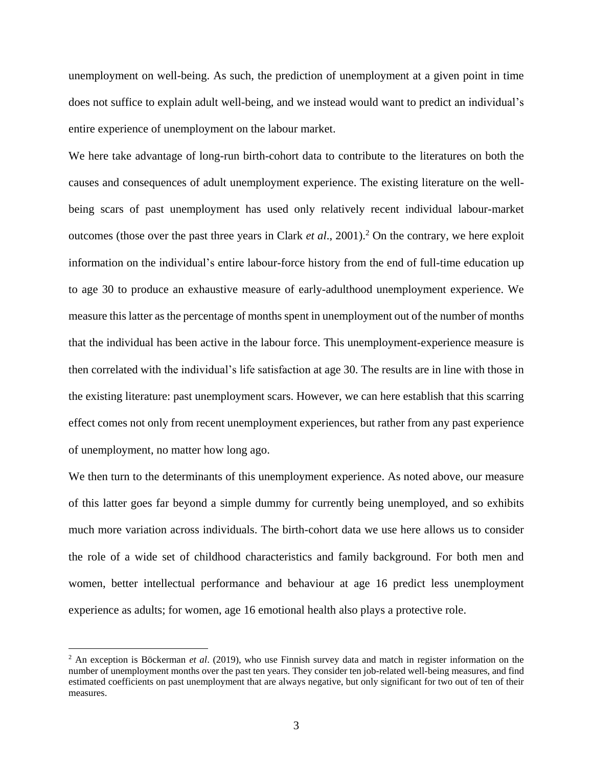unemployment on well-being. As such, the prediction of unemployment at a given point in time does not suffice to explain adult well-being, and we instead would want to predict an individual's entire experience of unemployment on the labour market.

We here take advantage of long-run birth-cohort data to contribute to the literatures on both the causes and consequences of adult unemployment experience. The existing literature on the well-being scars of past unemployment has used only relatively recent individual labour-market outcomes (those over the past three years in Clark *et al*., 2001).[2] On the contrary, we here exploit information on the individual's entire labour-force history from the end of full-time education up to age 30 to produce an exhaustive measure of early-adulthood unemployment experience. We measure this latter as the percentage of months spent in unemployment out of the number of months that the individual has been active in the labour force. This unemployment-experience measure is then correlated with the individual's life satisfaction at age 30. The results are in line with those in the existing literature: past unemployment scars. However, we can here establish that this scarring effect comes not only from recent unemployment experiences, but rather from any past experience of unemployment, no matter how long ago.

We then turn to the determinants of this unemployment experience. As noted above, our measure of this latter goes far beyond a simple dummy for currently being unemployed, and so exhibits much more variation across individuals. The birth-cohort data we use here allows us to consider the role of a wide set of childhood characteristics and family background. For both men and women, better intellectual performance and behaviour at age 16 predict less unemployment experience as adults; for women, age 16 emotional health also plays a protective role.

[2] An exception is Böckerman *et al*. (2019), who use Finnish survey data and match in register information on the number of unemployment months over the past ten years. They consider ten job-related well-being measures, and find estimated coefficients on past unemployment that are always negative, but only significant for two out of ten of their measures.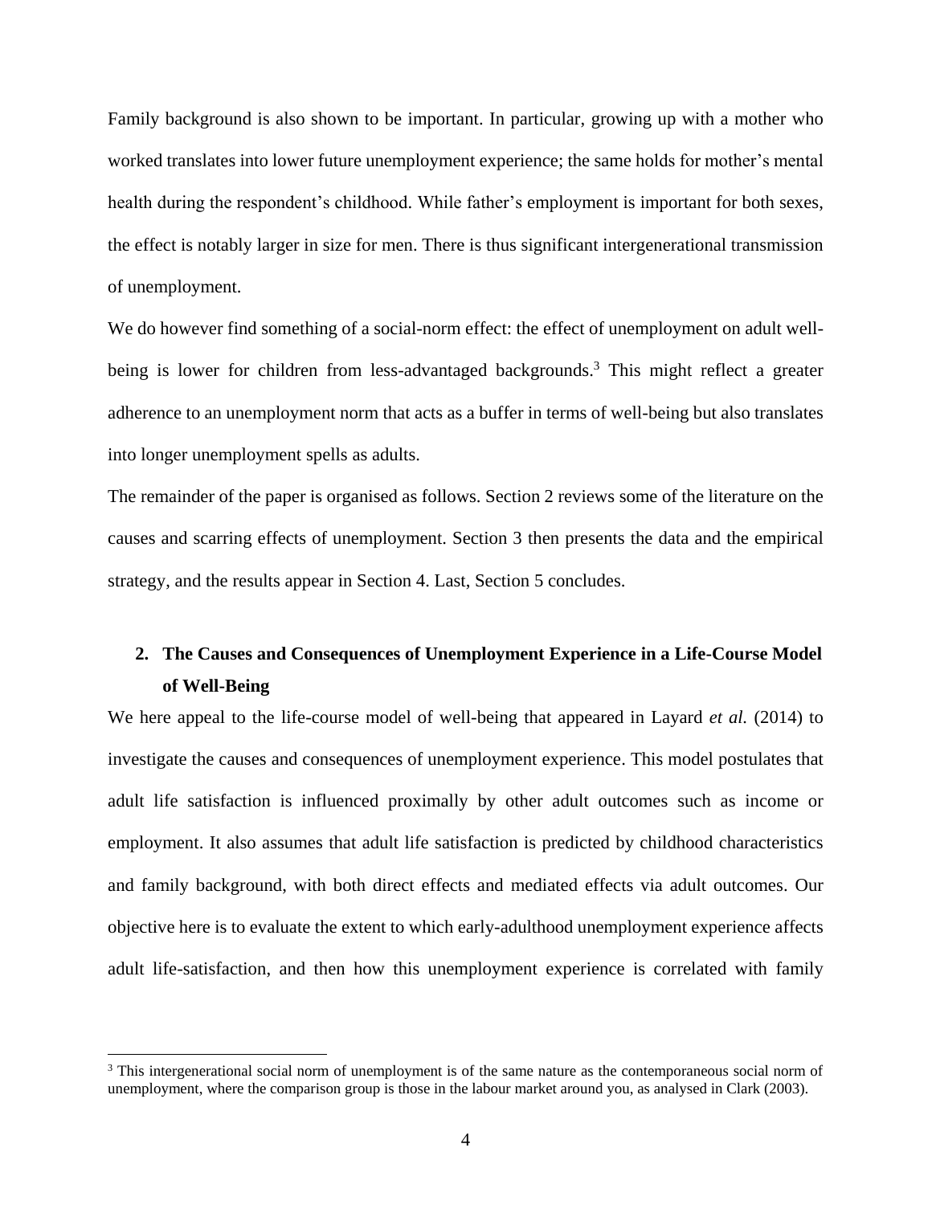Family background is also shown to be important. In particular, growing up with a mother who worked translates into lower future unemployment experience; the same holds for mother's mental health during the respondent's childhood. While father's employment is important for both sexes, the effect is notably larger in size for men. There is thus significant intergenerational transmission of unemployment.

We do however find something of a social-norm effect: the effect of unemployment on adult well-being is lower for children from less-advantaged backgrounds.[3] This might reflect a greater adherence to an unemployment norm that acts as a buffer in terms of well-being but also translates into longer unemployment spells as adults.

The remainder of the paper is organised as follows. Section 2 reviews some of the literature on the causes and scarring effects of unemployment. Section 3 then presents the data and the empirical strategy, and the results appear in Section 4. Last, Section 5 concludes.

## 2. The Causes and Consequences of Unemployment Experience in a Life-Course Model of Well-Being

We here appeal to the life-course model of well-being that appeared in Layard *et al.* (2014) to investigate the causes and consequences of unemployment experience. This model postulates that adult life satisfaction is influenced proximally by other adult outcomes such as income or employment. It also assumes that adult life satisfaction is predicted by childhood characteristics and family background, with both direct effects and mediated effects via adult outcomes. Our objective here is to evaluate the extent to which early-adulthood unemployment experience affects adult life-satisfaction, and then how this unemployment experience is correlated with family

---

[3] This intergenerational social norm of unemployment is of the same nature as the contemporaneous social norm of unemployment, where the comparison group is those in the labour market around you, as analysed in Clark (2003).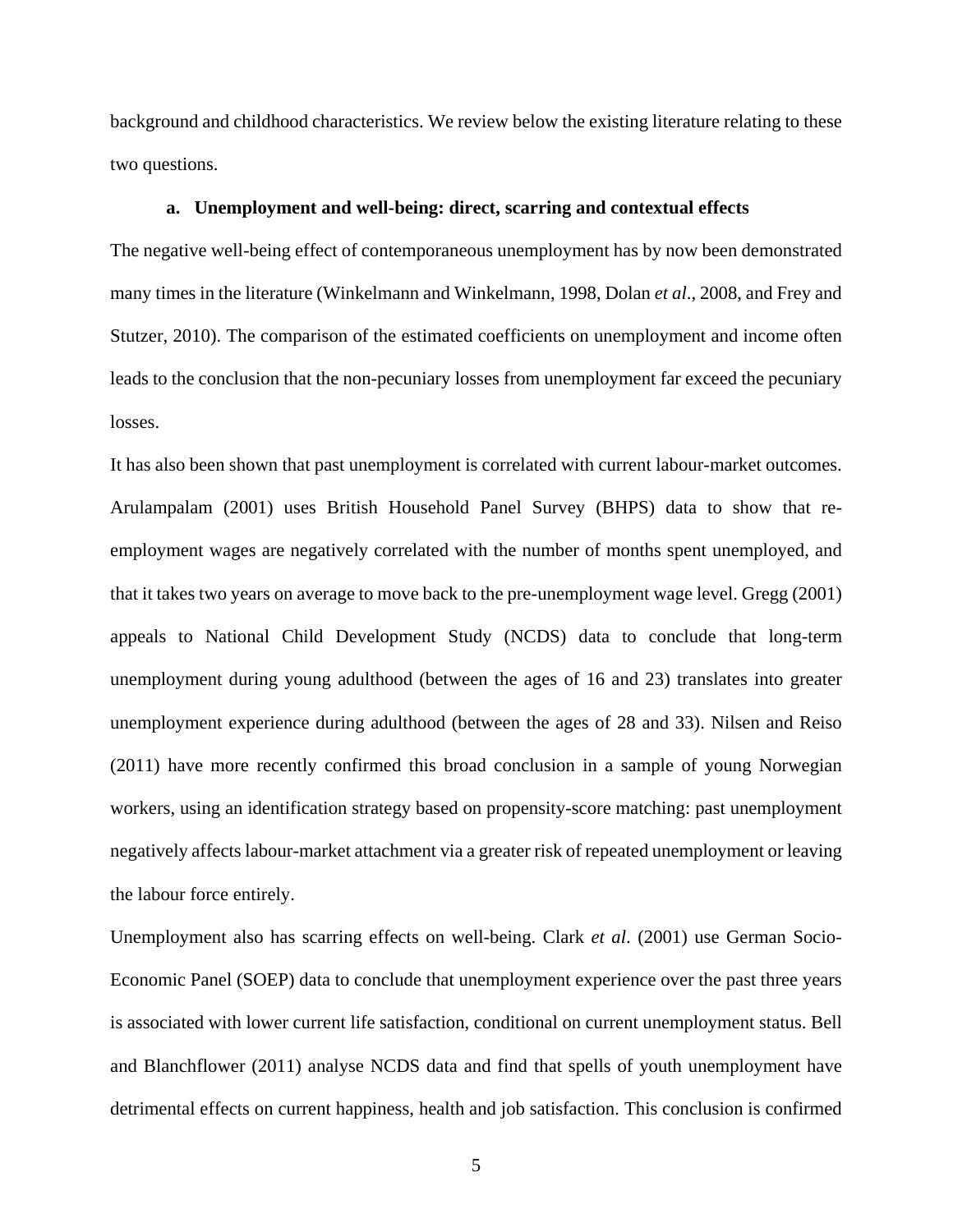background and childhood characteristics. We review below the existing literature relating to these two questions.

### a. Unemployment and well-being: direct, scarring and contextual effects

The negative well-being effect of contemporaneous unemployment has by now been demonstrated many times in the literature (Winkelmann and Winkelmann, 1998, Dolan *et al*., 2008, and Frey and Stutzer, 2010). The comparison of the estimated coefficients on unemployment and income often leads to the conclusion that the non-pecuniary losses from unemployment far exceed the pecuniary losses.

It has also been shown that past unemployment is correlated with current labour-market outcomes. Arulampalam (2001) uses British Household Panel Survey (BHPS) data to show that re-employment wages are negatively correlated with the number of months spent unemployed, and that it takes two years on average to move back to the pre-unemployment wage level. Gregg (2001) appeals to National Child Development Study (NCDS) data to conclude that long-term unemployment during young adulthood (between the ages of 16 and 23) translates into greater unemployment experience during adulthood (between the ages of 28 and 33). Nilsen and Reiso (2011) have more recently confirmed this broad conclusion in a sample of young Norwegian workers, using an identification strategy based on propensity-score matching: past unemployment negatively affects labour-market attachment via a greater risk of repeated unemployment or leaving the labour force entirely.

Unemployment also has scarring effects on well-being. Clark *et al*. (2001) use German Socio-Economic Panel (SOEP) data to conclude that unemployment experience over the past three years is associated with lower current life satisfaction, conditional on current unemployment status. Bell and Blanchflower (2011) analyse NCDS data and find that spells of youth unemployment have detrimental effects on current happiness, health and job satisfaction. This conclusion is confirmed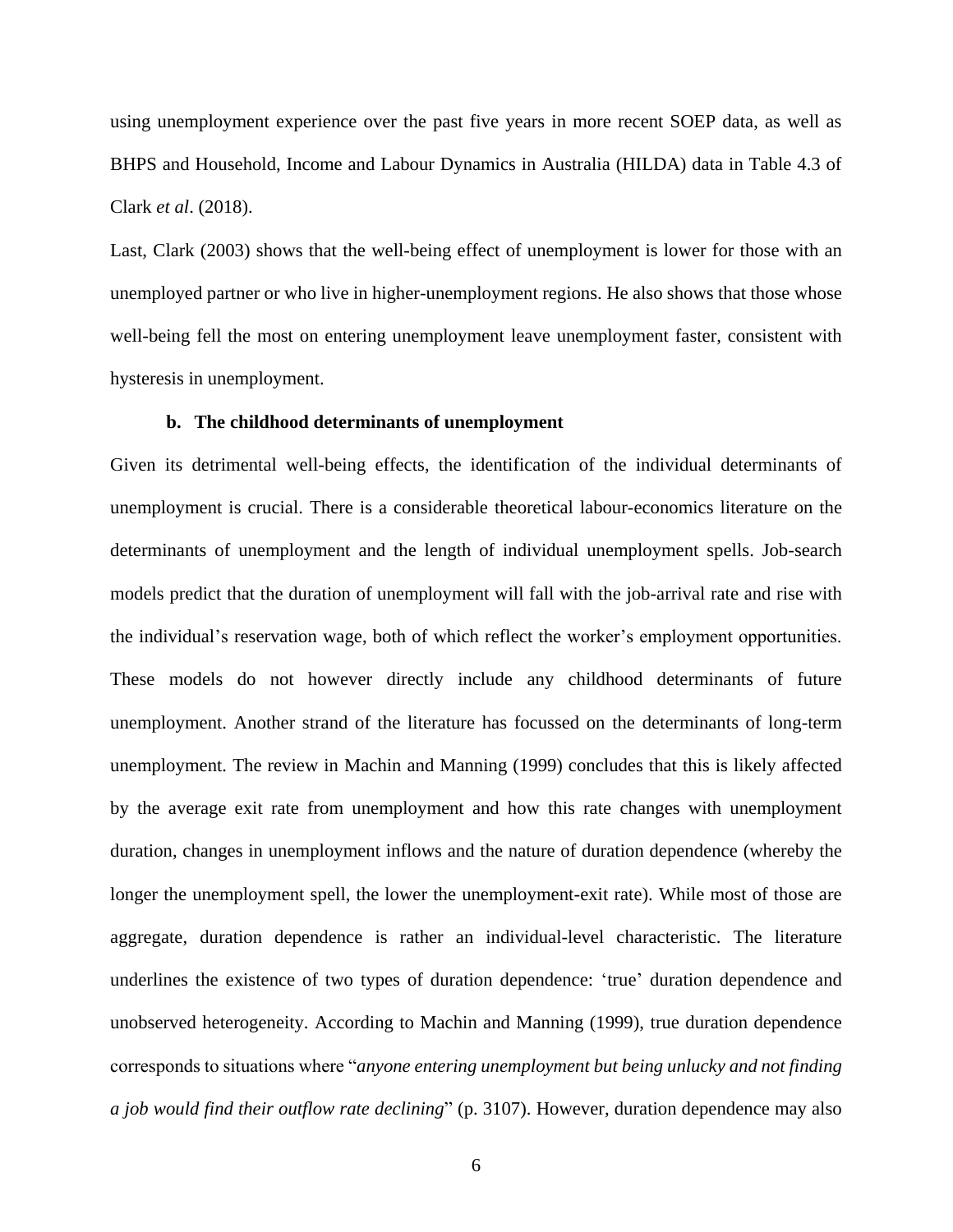using unemployment experience over the past five years in more recent SOEP data, as well as BHPS and Household, Income and Labour Dynamics in Australia (HILDA) data in Table 4.3 of Clark *et al*. (2018).

Last, Clark (2003) shows that the well-being effect of unemployment is lower for those with an unemployed partner or who live in higher-unemployment regions. He also shows that those whose well-being fell the most on entering unemployment leave unemployment faster, consistent with hysteresis in unemployment.

### b. The childhood determinants of unemployment

Given its detrimental well-being effects, the identification of the individual determinants of unemployment is crucial. There is a considerable theoretical labour-economics literature on the determinants of unemployment and the length of individual unemployment spells. Job-search models predict that the duration of unemployment will fall with the job-arrival rate and rise with the individual's reservation wage, both of which reflect the worker's employment opportunities. These models do not however directly include any childhood determinants of future unemployment. Another strand of the literature has focussed on the determinants of long-term unemployment. The review in Machin and Manning (1999) concludes that this is likely affected by the average exit rate from unemployment and how this rate changes with unemployment duration, changes in unemployment inflows and the nature of duration dependence (whereby the longer the unemployment spell, the lower the unemployment-exit rate). While most of those are aggregate, duration dependence is rather an individual-level characteristic. The literature underlines the existence of two types of duration dependence: 'true' duration dependence and unobserved heterogeneity. According to Machin and Manning (1999), true duration dependence corresponds to situations where "*anyone entering unemployment but being unlucky and not finding a job would find their outflow rate declining*" (p. 3107). However, duration dependence may also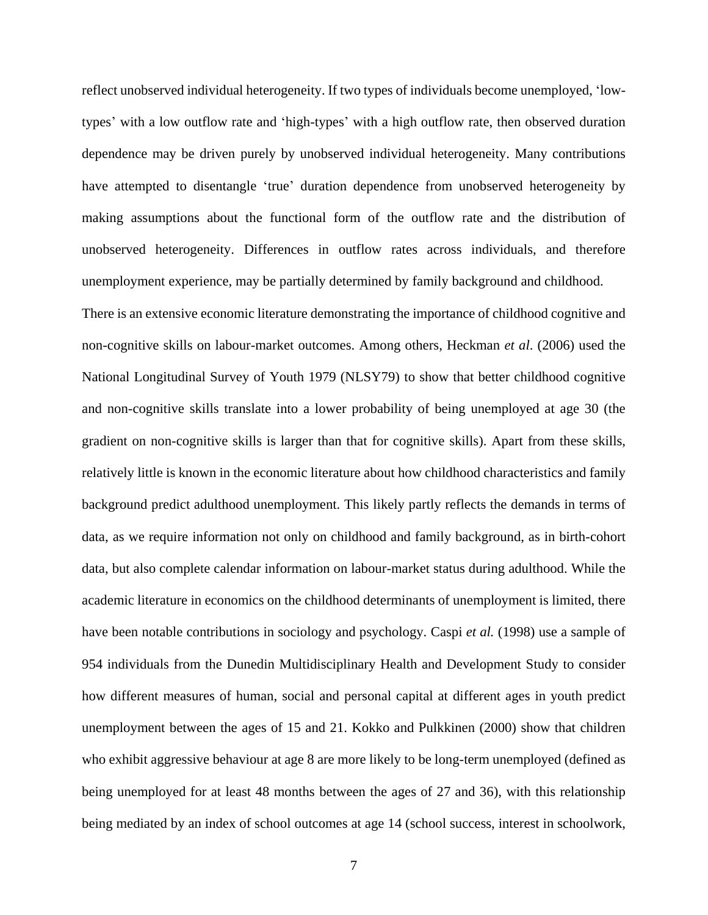reflect unobserved individual heterogeneity. If two types of individuals become unemployed, 'low-types' with a low outflow rate and 'high-types' with a high outflow rate, then observed duration dependence may be driven purely by unobserved individual heterogeneity. Many contributions have attempted to disentangle 'true' duration dependence from unobserved heterogeneity by making assumptions about the functional form of the outflow rate and the distribution of unobserved heterogeneity. Differences in outflow rates across individuals, and therefore unemployment experience, may be partially determined by family background and childhood.

There is an extensive economic literature demonstrating the importance of childhood cognitive and non-cognitive skills on labour-market outcomes. Among others, Heckman *et al*. (2006) used the National Longitudinal Survey of Youth 1979 (NLSY79) to show that better childhood cognitive and non-cognitive skills translate into a lower probability of being unemployed at age 30 (the gradient on non-cognitive skills is larger than that for cognitive skills). Apart from these skills, relatively little is known in the economic literature about how childhood characteristics and family background predict adulthood unemployment. This likely partly reflects the demands in terms of data, as we require information not only on childhood and family background, as in birth-cohort data, but also complete calendar information on labour-market status during adulthood. While the academic literature in economics on the childhood determinants of unemployment is limited, there have been notable contributions in sociology and psychology. Caspi *et al.* (1998) use a sample of 954 individuals from the Dunedin Multidisciplinary Health and Development Study to consider how different measures of human, social and personal capital at different ages in youth predict unemployment between the ages of 15 and 21. Kokko and Pulkkinen (2000) show that children who exhibit aggressive behaviour at age 8 are more likely to be long-term unemployed (defined as being unemployed for at least 48 months between the ages of 27 and 36), with this relationship being mediated by an index of school outcomes at age 14 (school success, interest in schoolwork,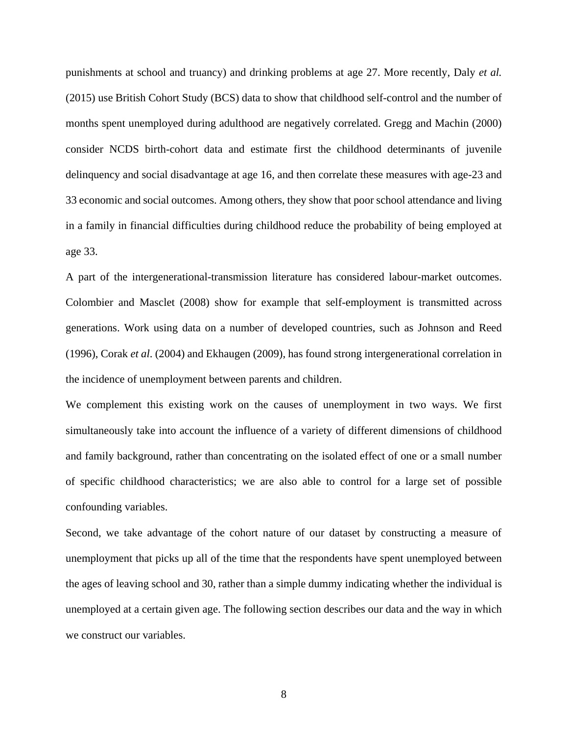punishments at school and truancy) and drinking problems at age 27. More recently, Daly *et al.* (2015) use British Cohort Study (BCS) data to show that childhood self-control and the number of months spent unemployed during adulthood are negatively correlated. Gregg and Machin (2000) consider NCDS birth-cohort data and estimate first the childhood determinants of juvenile delinquency and social disadvantage at age 16, and then correlate these measures with age-23 and 33 economic and social outcomes. Among others, they show that poor school attendance and living in a family in financial difficulties during childhood reduce the probability of being employed at age 33.

A part of the intergenerational-transmission literature has considered labour-market outcomes. Colombier and Masclet (2008) show for example that self-employment is transmitted across generations. Work using data on a number of developed countries, such as Johnson and Reed (1996), Corak *et al*. (2004) and Ekhaugen (2009), has found strong intergenerational correlation in the incidence of unemployment between parents and children.

We complement this existing work on the causes of unemployment in two ways. We first simultaneously take into account the influence of a variety of different dimensions of childhood and family background, rather than concentrating on the isolated effect of one or a small number of specific childhood characteristics; we are also able to control for a large set of possible confounding variables.

Second, we take advantage of the cohort nature of our dataset by constructing a measure of unemployment that picks up all of the time that the respondents have spent unemployed between the ages of leaving school and 30, rather than a simple dummy indicating whether the individual is unemployed at a certain given age. The following section describes our data and the way in which we construct our variables.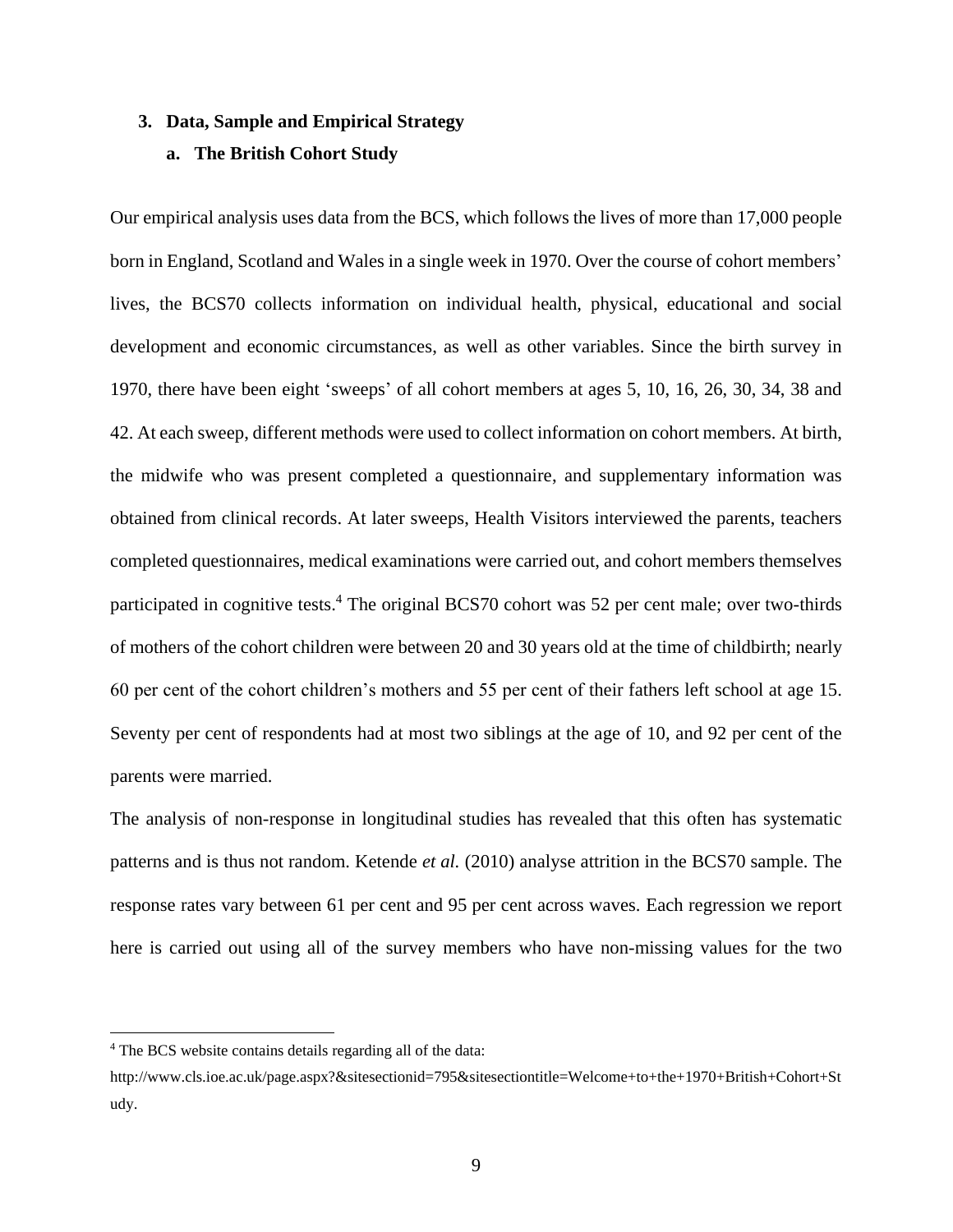## 3. Data, Sample and Empirical Strategy

### a. The British Cohort Study

Our empirical analysis uses data from the BCS, which follows the lives of more than 17,000 people born in England, Scotland and Wales in a single week in 1970. Over the course of cohort members' lives, the BCS70 collects information on individual health, physical, educational and social development and economic circumstances, as well as other variables. Since the birth survey in 1970, there have been eight 'sweeps' of all cohort members at ages 5, 10, 16, 26, 30, 34, 38 and 42. At each sweep, different methods were used to collect information on cohort members. At birth, the midwife who was present completed a questionnaire, and supplementary information was obtained from clinical records. At later sweeps, Health Visitors interviewed the parents, teachers completed questionnaires, medical examinations were carried out, and cohort members themselves participated in cognitive tests.[4] The original BCS70 cohort was 52 per cent male; over two-thirds of mothers of the cohort children were between 20 and 30 years old at the time of childbirth; nearly 60 per cent of the cohort children's mothers and 55 per cent of their fathers left school at age 15. Seventy per cent of respondents had at most two siblings at the age of 10, and 92 per cent of the parents were married.

The analysis of non-response in longitudinal studies has revealed that this often has systematic patterns and is thus not random. Ketende *et al.* (2010) analyse attrition in the BCS70 sample. The response rates vary between 61 per cent and 95 per cent across waves. Each regression we report here is carried out using all of the survey members who have non-missing values for the two

---

[4] The BCS website contains details regarding all of the data: http://www.cls.ioe.ac.uk/page.aspx?&sitesectionid=795&sitesectiontitle=Welcome+to+the+1970+British+Cohort+Study.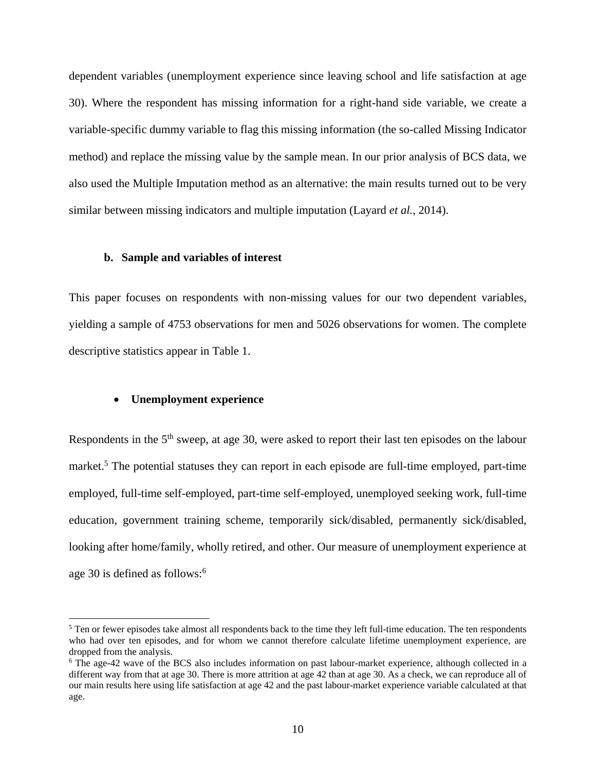dependent variables (unemployment experience since leaving school and life satisfaction at age 30). Where the respondent has missing information for a right-hand side variable, we create a variable-specific dummy variable to flag this missing information (the so-called Missing Indicator method) and replace the missing value by the sample mean. In our prior analysis of BCS data, we also used the Multiple Imputation method as an alternative: the main results turned out to be very similar between missing indicators and multiple imputation (Layard *et al.*, 2014).

### b. Sample and variables of interest

This paper focuses on respondents with non-missing values for our two dependent variables, yielding a sample of 4753 observations for men and 5026 observations for women. The complete descriptive statistics appear in Table 1.

- **Unemployment experience**

Respondents in the 5th sweep, at age 30, were asked to report their last ten episodes on the labour market.[5] The potential statuses they can report in each episode are full-time employed, part-time employed, full-time self-employed, part-time self-employed, unemployed seeking work, full-time education, government training scheme, temporarily sick/disabled, permanently sick/disabled, looking after home/family, wholly retired, and other. Our measure of unemployment experience at age 30 is defined as follows:[6]

---

[5] Ten or fewer episodes take almost all respondents back to the time they left full-time education. The ten respondents who had over ten episodes, and for whom we cannot therefore calculate lifetime unemployment experience, are dropped from the analysis.

[6] The age-42 wave of the BCS also includes information on past labour-market experience, although collected in a different way from that at age 30. There is more attrition at age 42 than at age 30. As a check, we can reproduce all of our main results here using life satisfaction at age 42 and the past labour-market experience variable calculated at that age.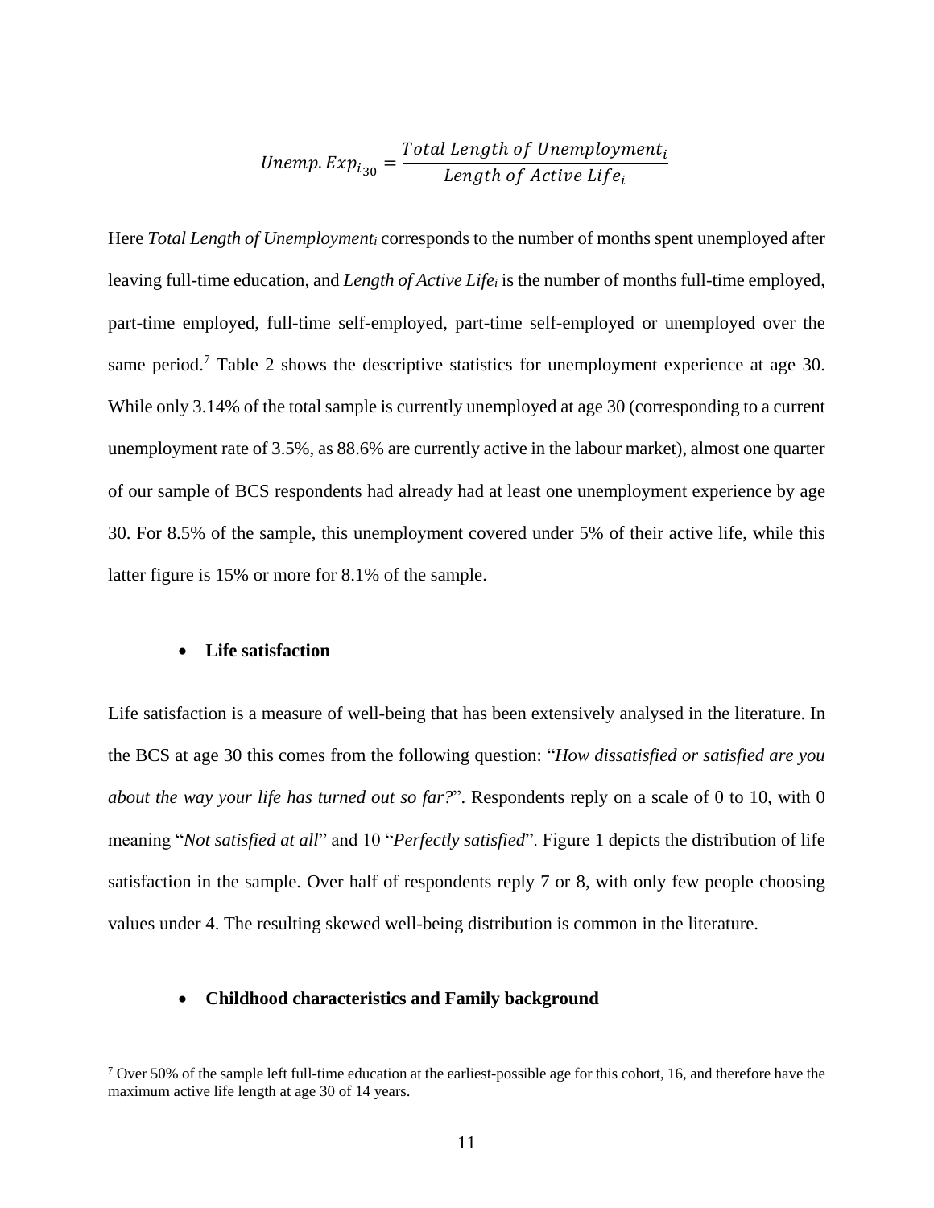$$Unemp.Exp_{i_{30}} = \frac{Total\ Length\ of\ Unemployment_i}{Length\ of\ Active\ Life_i}$$

Here *Total Length of Unemployment*$_i$ corresponds to the number of months spent unemployed after leaving full-time education, and *Length of Active Life*$_i$ is the number of months full-time employed, part-time employed, full-time self-employed, part-time self-employed or unemployed over the same period.[7] Table 2 shows the descriptive statistics for unemployment experience at age 30. While only 3.14% of the total sample is currently unemployed at age 30 (corresponding to a current unemployment rate of 3.5%, as 88.6% are currently active in the labour market), almost one quarter of our sample of BCS respondents had already had at least one unemployment experience by age 30. For 8.5% of the sample, this unemployment covered under 5% of their active life, while this latter figure is 15% or more for 8.1% of the sample.

- **Life satisfaction**

Life satisfaction is a measure of well-being that has been extensively analysed in the literature. In the BCS at age 30 this comes from the following question: "*How dissatisfied or satisfied are you about the way your life has turned out so far?*". Respondents reply on a scale of 0 to 10, with 0 meaning "*Not satisfied at all*" and 10 "*Perfectly satisfied*". Figure 1 depicts the distribution of life satisfaction in the sample. Over half of respondents reply 7 or 8, with only few people choosing values under 4. The resulting skewed well-being distribution is common in the literature.

- **Childhood characteristics and Family background**

[7] Over 50% of the sample left full-time education at the earliest-possible age for this cohort, 16, and therefore have the maximum active life length at age 30 of 14 years.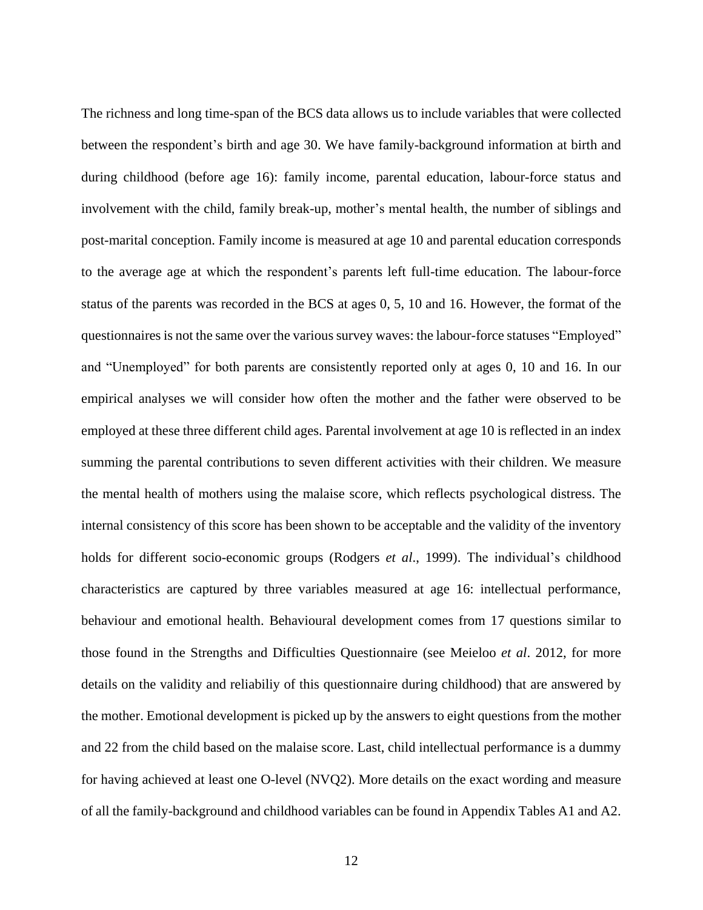The richness and long time-span of the BCS data allows us to include variables that were collected between the respondent's birth and age 30. We have family-background information at birth and during childhood (before age 16): family income, parental education, labour-force status and involvement with the child, family break-up, mother's mental health, the number of siblings and post-marital conception. Family income is measured at age 10 and parental education corresponds to the average age at which the respondent's parents left full-time education. The labour-force status of the parents was recorded in the BCS at ages 0, 5, 10 and 16. However, the format of the questionnaires is not the same over the various survey waves: the labour-force statuses "Employed" and "Unemployed" for both parents are consistently reported only at ages 0, 10 and 16. In our empirical analyses we will consider how often the mother and the father were observed to be employed at these three different child ages. Parental involvement at age 10 is reflected in an index summing the parental contributions to seven different activities with their children. We measure the mental health of mothers using the malaise score, which reflects psychological distress. The internal consistency of this score has been shown to be acceptable and the validity of the inventory holds for different socio-economic groups (Rodgers *et al*., 1999). The individual's childhood characteristics are captured by three variables measured at age 16: intellectual performance, behaviour and emotional health. Behavioural development comes from 17 questions similar to those found in the Strengths and Difficulties Questionnaire (see Meieloo *et al*. 2012, for more details on the validity and reliabiliy of this questionnaire during childhood) that are answered by the mother. Emotional development is picked up by the answers to eight questions from the mother and 22 from the child based on the malaise score. Last, child intellectual performance is a dummy for having achieved at least one O-level (NVQ2). More details on the exact wording and measure of all the family-background and childhood variables can be found in Appendix Tables A1 and A2.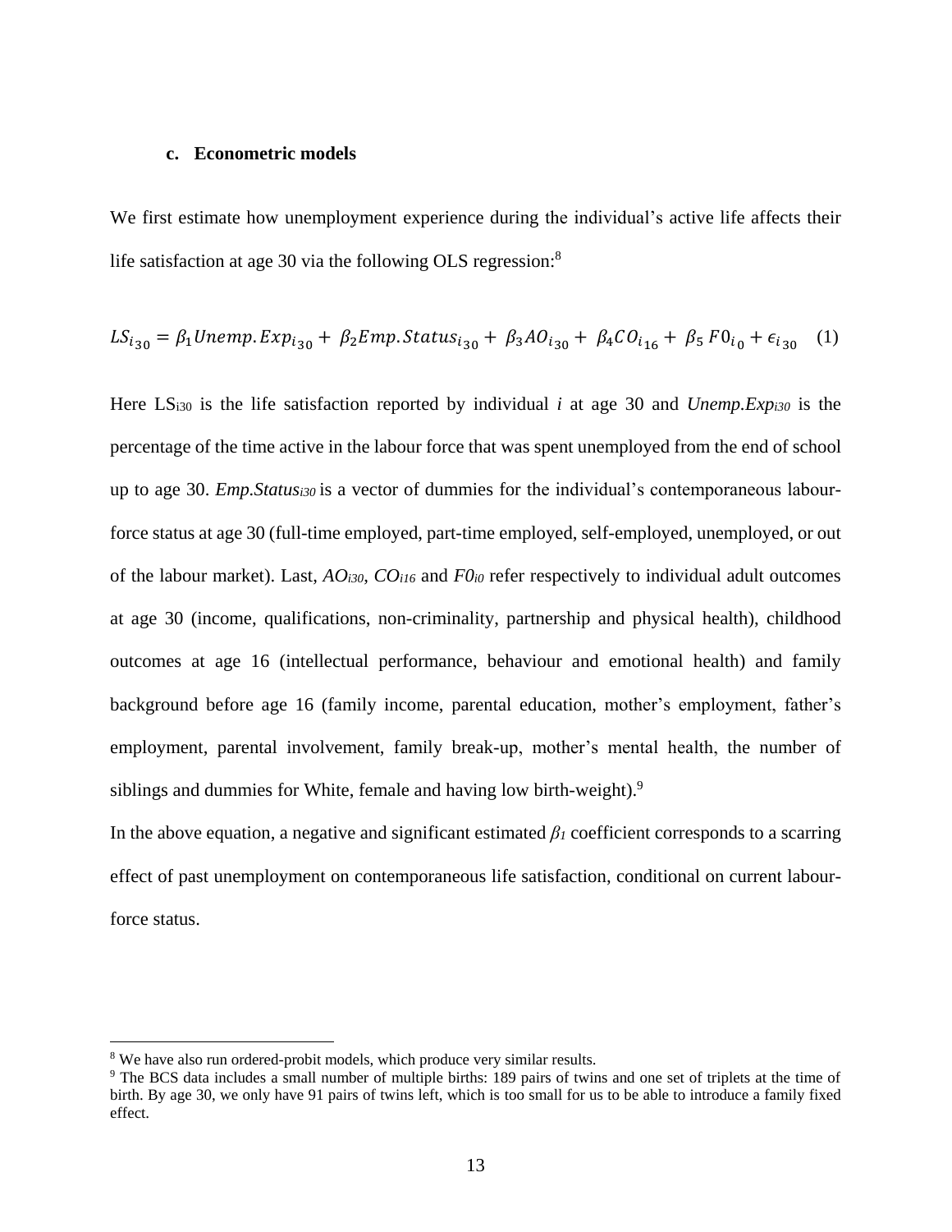### c. Econometric models

We first estimate how unemployment experience during the individual's active life affects their life satisfaction at age 30 via the following OLS regression:[8]

$$LS_{i_{30}} = \beta_1 Unemp.Exp_{i_{30}} + \beta_2 Emp.Status_{i_{30}} + \beta_3 AO_{i_{30}} + \beta_4 CO_{i_{16}} + \beta_5 F0_{i_0} + \epsilon_{i_{30}} \quad (1)$$

Here $LS_{i30}$ is the life satisfaction reported by individual *i* at age 30 and $Unemp.Exp_{i30}$ is the percentage of the time active in the labour force that was spent unemployed from the end of school up to age 30. $Emp.Status_{i30}$ is a vector of dummies for the individual's contemporaneous labour-force status at age 30 (full-time employed, part-time employed, self-employed, unemployed, or out of the labour market). Last, $AO_{i30}$, $CO_{i16}$ and $F0_{i0}$ refer respectively to individual adult outcomes at age 30 (income, qualifications, non-criminality, partnership and physical health), childhood outcomes at age 16 (intellectual performance, behaviour and emotional health) and family background before age 16 (family income, parental education, mother's employment, father's employment, parental involvement, family break-up, mother's mental health, the number of siblings and dummies for White, female and having low birth-weight).[9]

In the above equation, a negative and significant estimated $\beta_1$ coefficient corresponds to a scarring effect of past unemployment on contemporaneous life satisfaction, conditional on current labour-force status.

---

[8] We have also run ordered-probit models, which produce very similar results.

[9] The BCS data includes a small number of multiple births: 189 pairs of twins and one set of triplets at the time of birth. By age 30, we only have 91 pairs of twins left, which is too small for us to be able to introduce a family fixed effect.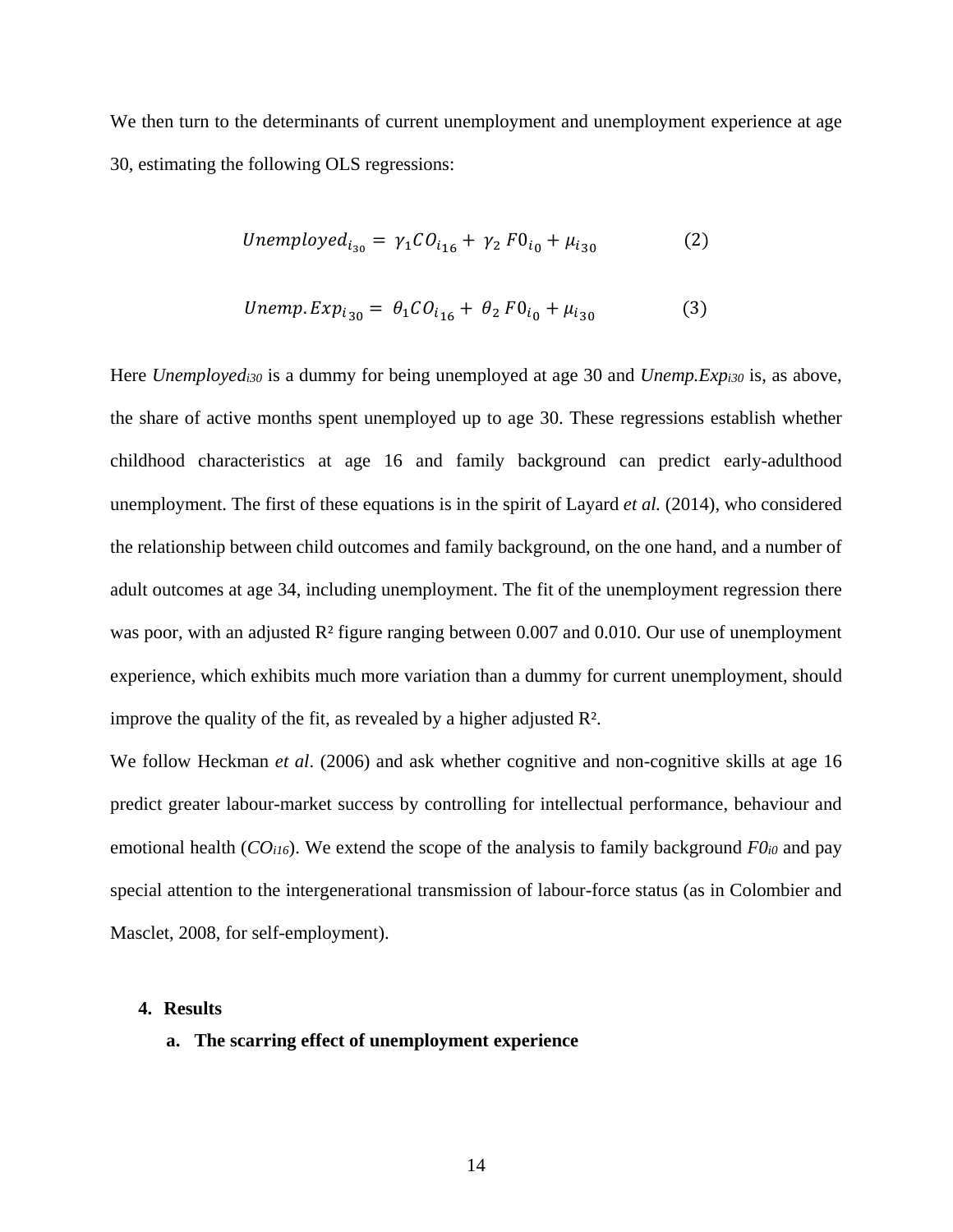We then turn to the determinants of current unemployment and unemployment experience at age 30, estimating the following OLS regressions:

$$Unemployed_{i_{30}} = \gamma_1 CO_{i_{16}} + \gamma_2 F0_{i_0} + \mu_{i_{30}} \qquad (2)$$

$$Unemp.Exp_{i_{30}} = \theta_1 CO_{i_{16}} + \theta_2 F0_{i_0} + \mu_{i_{30}} \qquad (3)$$

Here $Unemployed_{i30}$ is a dummy for being unemployed at age 30 and $Unemp.Exp_{i30}$ is, as above, the share of active months spent unemployed up to age 30. These regressions establish whether childhood characteristics at age 16 and family background can predict early-adulthood unemployment. The first of these equations is in the spirit of Layard *et al.* (2014), who considered the relationship between child outcomes and family background, on the one hand, and a number of adult outcomes at age 34, including unemployment. The fit of the unemployment regression there was poor, with an adjusted $R^2$ figure ranging between 0.007 and 0.010. Our use of unemployment experience, which exhibits much more variation than a dummy for current unemployment, should improve the quality of the fit, as revealed by a higher adjusted $R^2$.

We follow Heckman *et al*. (2006) and ask whether cognitive and non-cognitive skills at age 16 predict greater labour-market success by controlling for intellectual performance, behaviour and emotional health ($CO_{i16}$). We extend the scope of the analysis to family background $F0_{i0}$ and pay special attention to the intergenerational transmission of labour-force status (as in Colombier and Masclet, 2008, for self-employment).

## 4. Results

### a. The scarring effect of unemployment experience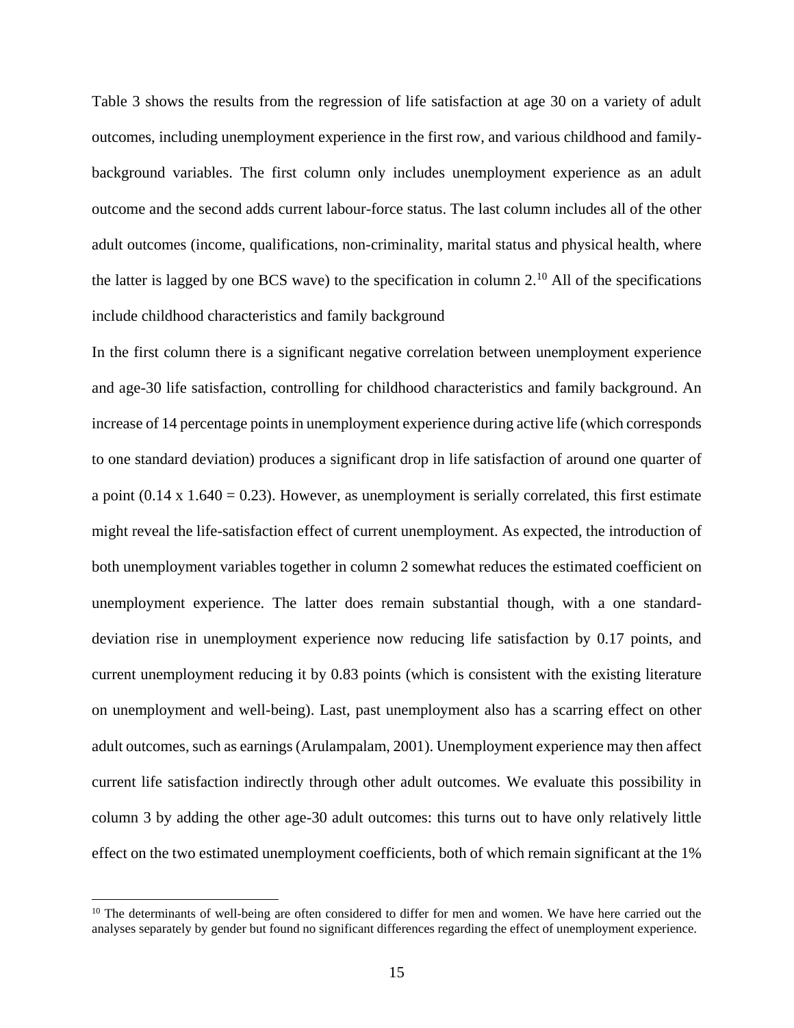Table 3 shows the results from the regression of life satisfaction at age 30 on a variety of adult outcomes, including unemployment experience in the first row, and various childhood and family-background variables. The first column only includes unemployment experience as an adult outcome and the second adds current labour-force status. The last column includes all of the other adult outcomes (income, qualifications, non-criminality, marital status and physical health, where the latter is lagged by one BCS wave) to the specification in column 2.[10] All of the specifications include childhood characteristics and family background

In the first column there is a significant negative correlation between unemployment experience and age-30 life satisfaction, controlling for childhood characteristics and family background. An increase of 14 percentage points in unemployment experience during active life (which corresponds to one standard deviation) produces a significant drop in life satisfaction of around one quarter of a point ($0.14 \times 1.640 = 0.23$). However, as unemployment is serially correlated, this first estimate might reveal the life-satisfaction effect of current unemployment. As expected, the introduction of both unemployment variables together in column 2 somewhat reduces the estimated coefficient on unemployment experience. The latter does remain substantial though, with a one standard-deviation rise in unemployment experience now reducing life satisfaction by 0.17 points, and current unemployment reducing it by 0.83 points (which is consistent with the existing literature on unemployment and well-being). Last, past unemployment also has a scarring effect on other adult outcomes, such as earnings (Arulampalam, 2001). Unemployment experience may then affect current life satisfaction indirectly through other adult outcomes. We evaluate this possibility in column 3 by adding the other age-30 adult outcomes: this turns out to have only relatively little effect on the two estimated unemployment coefficients, both of which remain significant at the 1%

[10] The determinants of well-being are often considered to differ for men and women. We have here carried out the analyses separately by gender but found no significant differences regarding the effect of unemployment experience.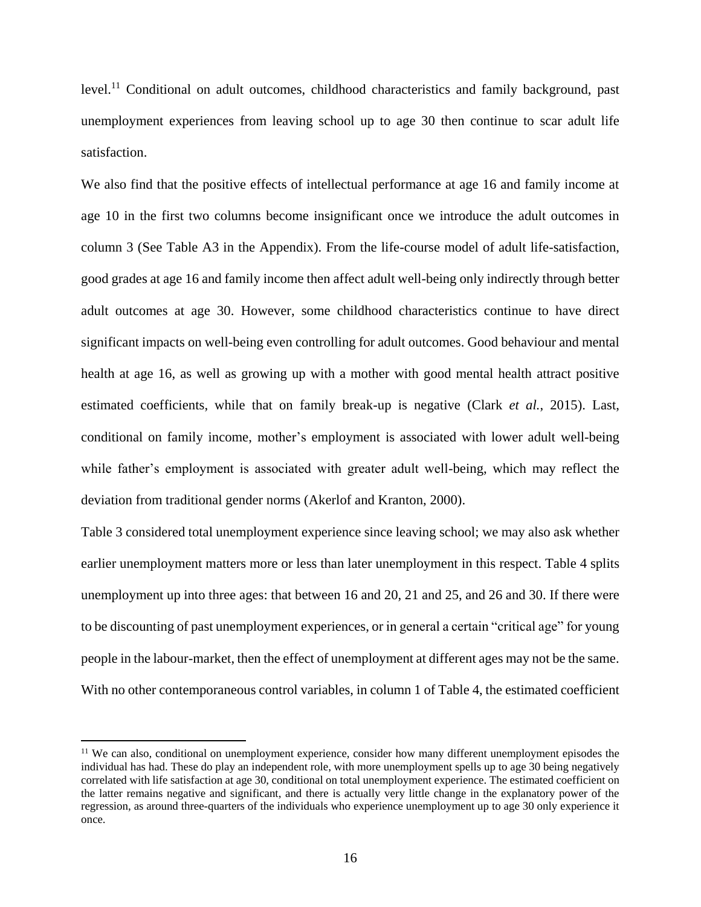level.[11] Conditional on adult outcomes, childhood characteristics and family background, past unemployment experiences from leaving school up to age 30 then continue to scar adult life satisfaction.

We also find that the positive effects of intellectual performance at age 16 and family income at age 10 in the first two columns become insignificant once we introduce the adult outcomes in column 3 (See Table A3 in the Appendix). From the life-course model of adult life-satisfaction, good grades at age 16 and family income then affect adult well-being only indirectly through better adult outcomes at age 30. However, some childhood characteristics continue to have direct significant impacts on well-being even controlling for adult outcomes. Good behaviour and mental health at age 16, as well as growing up with a mother with good mental health attract positive estimated coefficients, while that on family break-up is negative (Clark *et al.*, 2015). Last, conditional on family income, mother's employment is associated with lower adult well-being while father's employment is associated with greater adult well-being, which may reflect the deviation from traditional gender norms (Akerlof and Kranton, 2000).

Table 3 considered total unemployment experience since leaving school; we may also ask whether earlier unemployment matters more or less than later unemployment in this respect. Table 4 splits unemployment up into three ages: that between 16 and 20, 21 and 25, and 26 and 30. If there were to be discounting of past unemployment experiences, or in general a certain "critical age" for young people in the labour-market, then the effect of unemployment at different ages may not be the same. With no other contemporaneous control variables, in column 1 of Table 4, the estimated coefficient

[11] We can also, conditional on unemployment experience, consider how many different unemployment episodes the individual has had. These do play an independent role, with more unemployment spells up to age 30 being negatively correlated with life satisfaction at age 30, conditional on total unemployment experience. The estimated coefficient on the latter remains negative and significant, and there is actually very little change in the explanatory power of the regression, as around three-quarters of the individuals who experience unemployment up to age 30 only experience it once.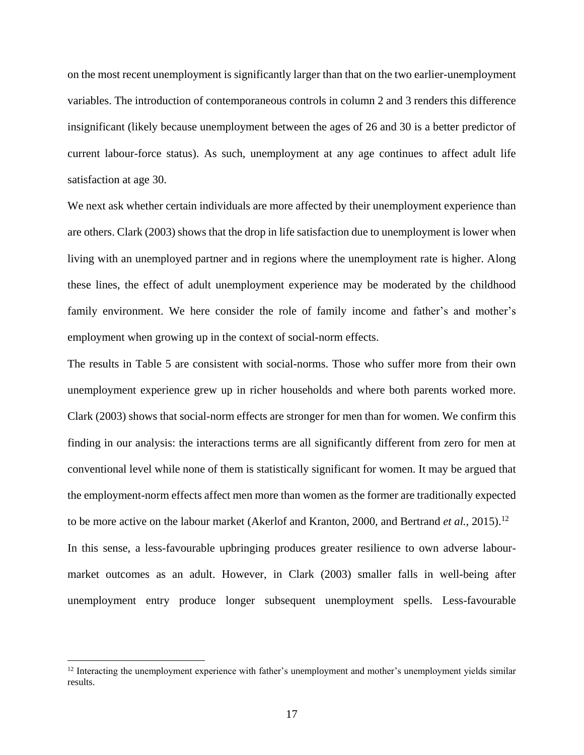on the most recent unemployment is significantly larger than that on the two earlier-unemployment variables. The introduction of contemporaneous controls in column 2 and 3 renders this difference insignificant (likely because unemployment between the ages of 26 and 30 is a better predictor of current labour-force status). As such, unemployment at any age continues to affect adult life satisfaction at age 30.

We next ask whether certain individuals are more affected by their unemployment experience than are others. Clark (2003) shows that the drop in life satisfaction due to unemployment is lower when living with an unemployed partner and in regions where the unemployment rate is higher. Along these lines, the effect of adult unemployment experience may be moderated by the childhood family environment. We here consider the role of family income and father's and mother's employment when growing up in the context of social-norm effects.

The results in Table 5 are consistent with social-norms. Those who suffer more from their own unemployment experience grew up in richer households and where both parents worked more. Clark (2003) shows that social-norm effects are stronger for men than for women. We confirm this finding in our analysis: the interactions terms are all significantly different from zero for men at conventional level while none of them is statistically significant for women. It may be argued that the employment-norm effects affect men more than women as the former are traditionally expected to be more active on the labour market (Akerlof and Kranton, 2000, and Bertrand *et al.*, 2015).[12]

In this sense, a less-favourable upbringing produces greater resilience to own adverse labour-market outcomes as an adult. However, in Clark (2003) smaller falls in well-being after unemployment entry produce longer subsequent unemployment spells. Less-favourable

[12] Interacting the unemployment experience with father's unemployment and mother's unemployment yields similar results.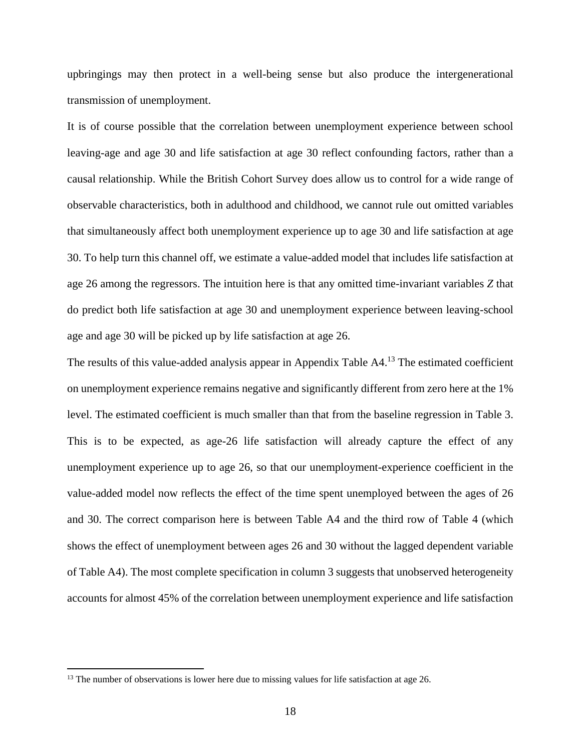upbringings may then protect in a well-being sense but also produce the intergenerational transmission of unemployment.

It is of course possible that the correlation between unemployment experience between school leaving-age and age 30 and life satisfaction at age 30 reflect confounding factors, rather than a causal relationship. While the British Cohort Survey does allow us to control for a wide range of observable characteristics, both in adulthood and childhood, we cannot rule out omitted variables that simultaneously affect both unemployment experience up to age 30 and life satisfaction at age 30. To help turn this channel off, we estimate a value-added model that includes life satisfaction at age 26 among the regressors. The intuition here is that any omitted time-invariant variables $Z$ that do predict both life satisfaction at age 30 and unemployment experience between leaving-school age and age 30 will be picked up by life satisfaction at age 26.

The results of this value-added analysis appear in Appendix Table A4.[13] The estimated coefficient on unemployment experience remains negative and significantly different from zero here at the 1% level. The estimated coefficient is much smaller than that from the baseline regression in Table 3. This is to be expected, as age-26 life satisfaction will already capture the effect of any unemployment experience up to age 26, so that our unemployment-experience coefficient in the value-added model now reflects the effect of the time spent unemployed between the ages of 26 and 30. The correct comparison here is between Table A4 and the third row of Table 4 (which shows the effect of unemployment between ages 26 and 30 without the lagged dependent variable of Table A4). The most complete specification in column 3 suggests that unobserved heterogeneity accounts for almost 45% of the correlation between unemployment experience and life satisfaction

[13] The number of observations is lower here due to missing values for life satisfaction at age 26.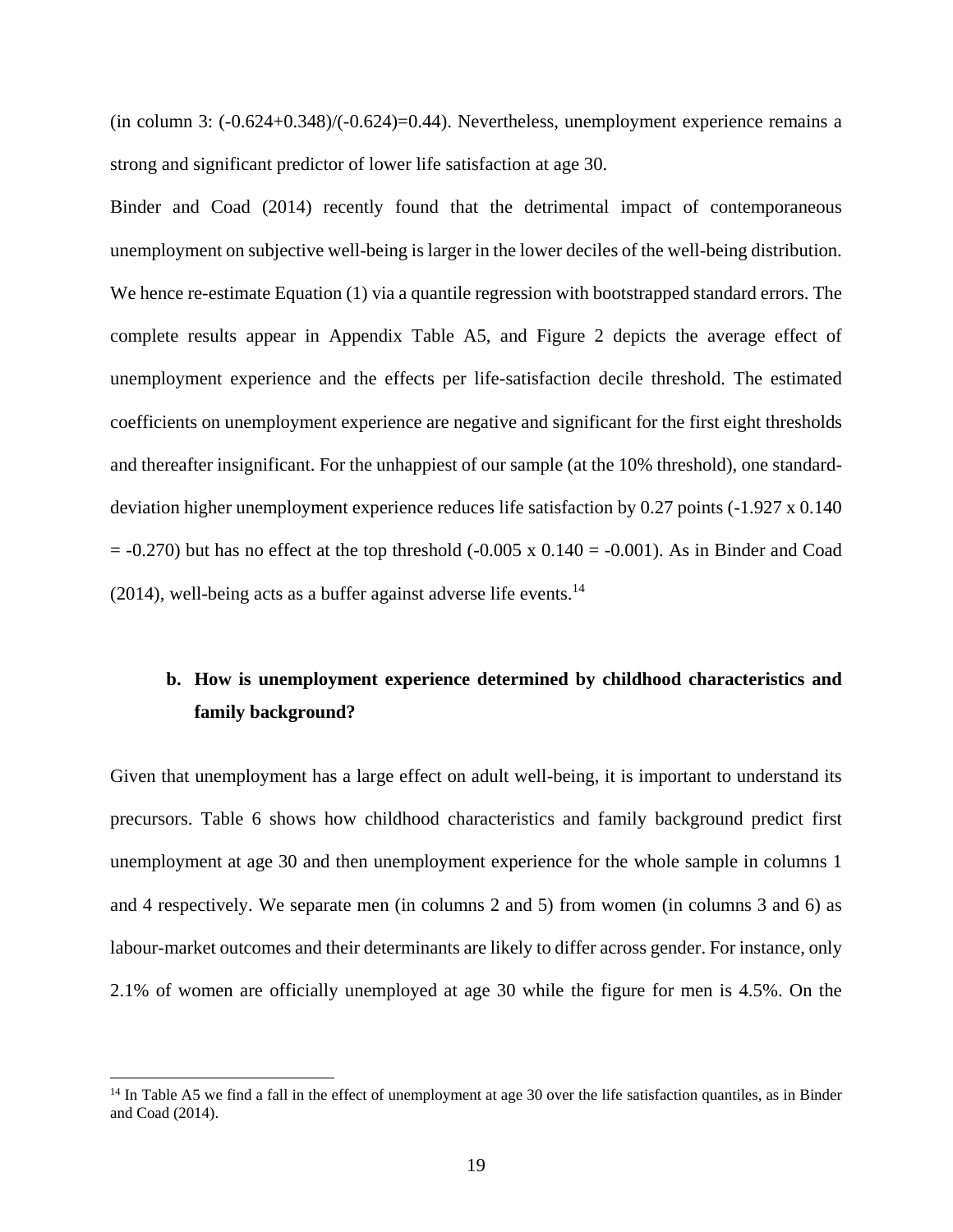(in column 3: (-0.624+0.348)/(-0.624)=0.44). Nevertheless, unemployment experience remains a strong and significant predictor of lower life satisfaction at age 30.

Binder and Coad (2014) recently found that the detrimental impact of contemporaneous unemployment on subjective well-being is larger in the lower deciles of the well-being distribution. We hence re-estimate Equation (1) via a quantile regression with bootstrapped standard errors. The complete results appear in Appendix Table A5, and Figure 2 depicts the average effect of unemployment experience and the effects per life-satisfaction decile threshold. The estimated coefficients on unemployment experience are negative and significant for the first eight thresholds and thereafter insignificant. For the unhappiest of our sample (at the 10% threshold), one standard-deviation higher unemployment experience reduces life satisfaction by 0.27 points (-1.927 x 0.140 = -0.270) but has no effect at the top threshold (-0.005 x 0.140 = -0.001). As in Binder and Coad (2014), well-being acts as a buffer against adverse life events.[14]

### b. How is unemployment experience determined by childhood characteristics and family background?

Given that unemployment has a large effect on adult well-being, it is important to understand its precursors. Table 6 shows how childhood characteristics and family background predict first unemployment at age 30 and then unemployment experience for the whole sample in columns 1 and 4 respectively. We separate men (in columns 2 and 5) from women (in columns 3 and 6) as labour-market outcomes and their determinants are likely to differ across gender. For instance, only 2.1% of women are officially unemployed at age 30 while the figure for men is 4.5%. On the

---

[14] In Table A5 we find a fall in the effect of unemployment at age 30 over the life satisfaction quantiles, as in Binder and Coad (2014).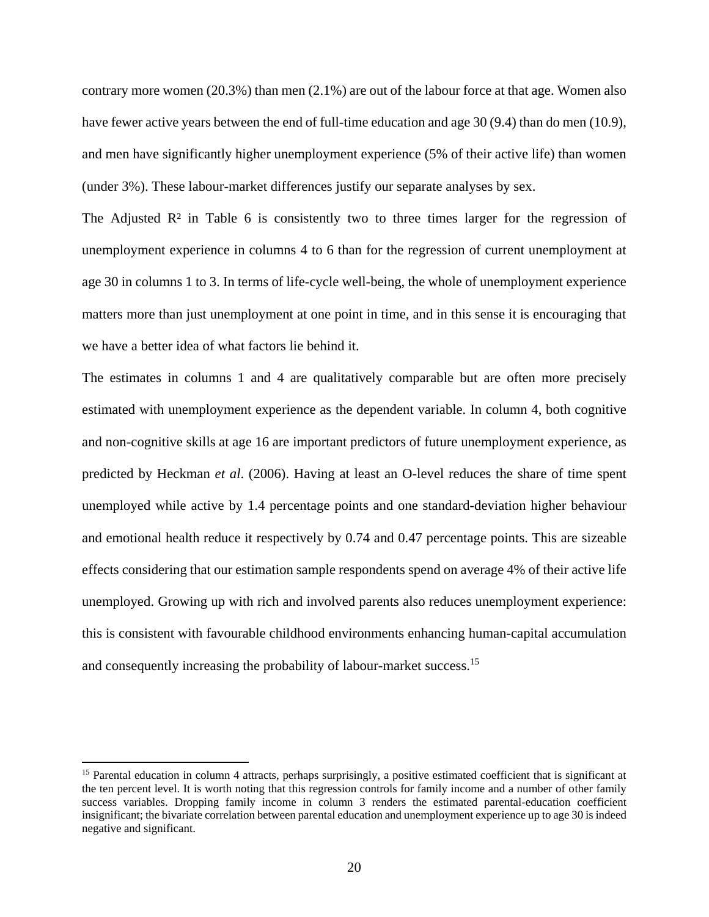contrary more women (20.3%) than men (2.1%) are out of the labour force at that age. Women also have fewer active years between the end of full-time education and age 30 (9.4) than do men (10.9), and men have significantly higher unemployment experience (5% of their active life) than women (under 3%). These labour-market differences justify our separate analyses by sex.

The Adjusted $R^2$ in Table 6 is consistently two to three times larger for the regression of unemployment experience in columns 4 to 6 than for the regression of current unemployment at age 30 in columns 1 to 3. In terms of life-cycle well-being, the whole of unemployment experience matters more than just unemployment at one point in time, and in this sense it is encouraging that we have a better idea of what factors lie behind it.

The estimates in columns 1 and 4 are qualitatively comparable but are often more precisely estimated with unemployment experience as the dependent variable. In column 4, both cognitive and non-cognitive skills at age 16 are important predictors of future unemployment experience, as predicted by Heckman *et al.* (2006). Having at least an O-level reduces the share of time spent unemployed while active by 1.4 percentage points and one standard-deviation higher behaviour and emotional health reduce it respectively by 0.74 and 0.47 percentage points. This are sizeable effects considering that our estimation sample respondents spend on average 4% of their active life unemployed. Growing up with rich and involved parents also reduces unemployment experience: this is consistent with favourable childhood environments enhancing human-capital accumulation and consequently increasing the probability of labour-market success.[15]

---

[15] Parental education in column 4 attracts, perhaps surprisingly, a positive estimated coefficient that is significant at the ten percent level. It is worth noting that this regression controls for family income and a number of other family success variables. Dropping family income in column 3 renders the estimated parental-education coefficient insignificant; the bivariate correlation between parental education and unemployment experience up to age 30 is indeed negative and significant.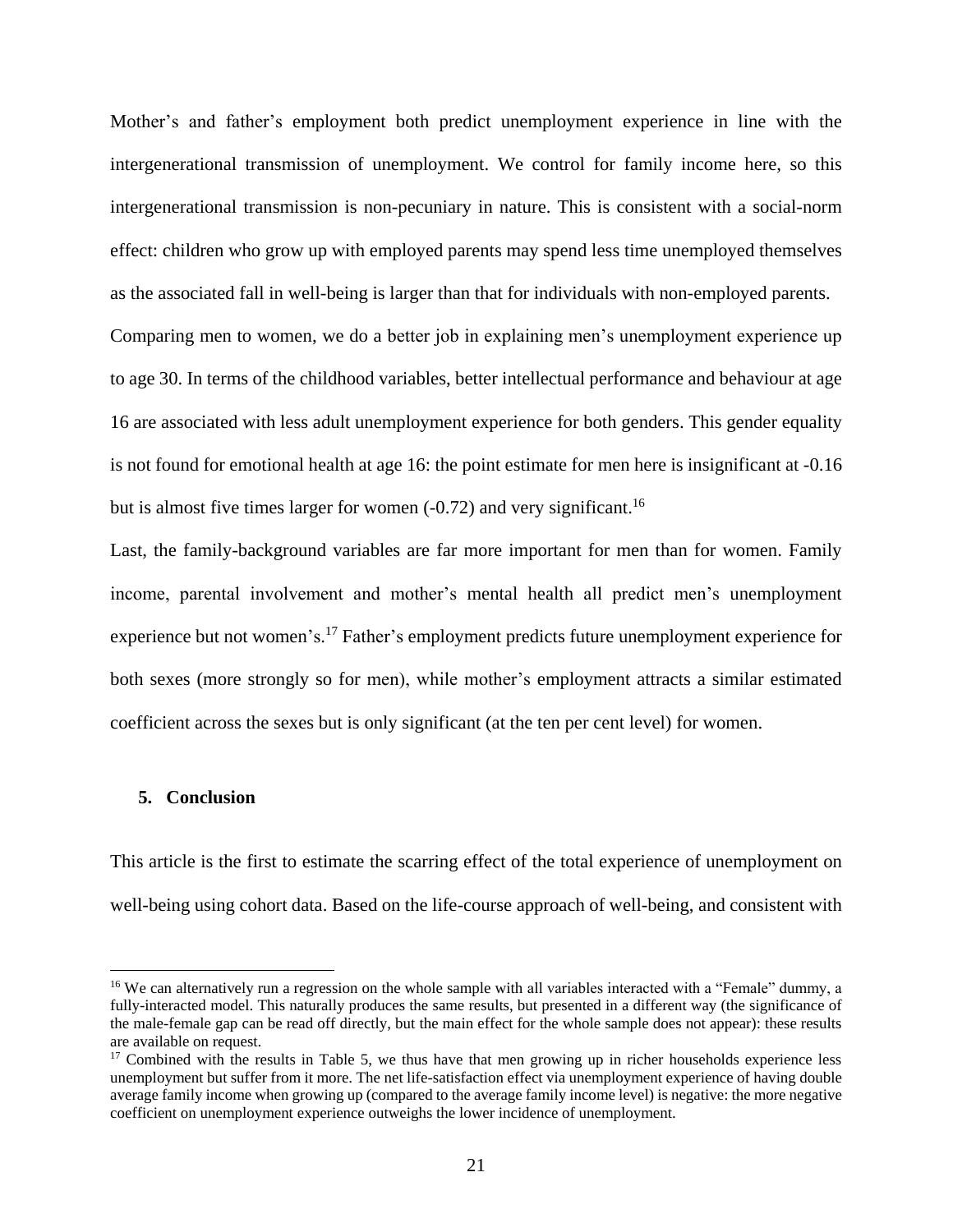Mother's and father's employment both predict unemployment experience in line with the intergenerational transmission of unemployment. We control for family income here, so this intergenerational transmission is non-pecuniary in nature. This is consistent with a social-norm effect: children who grow up with employed parents may spend less time unemployed themselves as the associated fall in well-being is larger than that for individuals with non-employed parents.

Comparing men to women, we do a better job in explaining men's unemployment experience up to age 30. In terms of the childhood variables, better intellectual performance and behaviour at age 16 are associated with less adult unemployment experience for both genders. This gender equality is not found for emotional health at age 16: the point estimate for men here is insignificant at -0.16 but is almost five times larger for women (-0.72) and very significant.[16]

Last, the family-background variables are far more important for men than for women. Family income, parental involvement and mother's mental health all predict men's unemployment experience but not women's.[17] Father's employment predicts future unemployment experience for both sexes (more strongly so for men), while mother's employment attracts a similar estimated coefficient across the sexes but is only significant (at the ten per cent level) for women.

## 5. Conclusion

This article is the first to estimate the scarring effect of the total experience of unemployment on well-being using cohort data. Based on the life-course approach of well-being, and consistent with

---

[16] We can alternatively run a regression on the whole sample with all variables interacted with a "Female" dummy, a fully-interacted model. This naturally produces the same results, but presented in a different way (the significance of the male-female gap can be read off directly, but the main effect for the whole sample does not appear): these results are available on request.

[17] Combined with the results in Table 5, we thus have that men growing up in richer households experience less unemployment but suffer from it more. The net life-satisfaction effect via unemployment experience of having double average family income when growing up (compared to the average family income level) is negative: the more negative coefficient on unemployment experience outweighs the lower incidence of unemployment.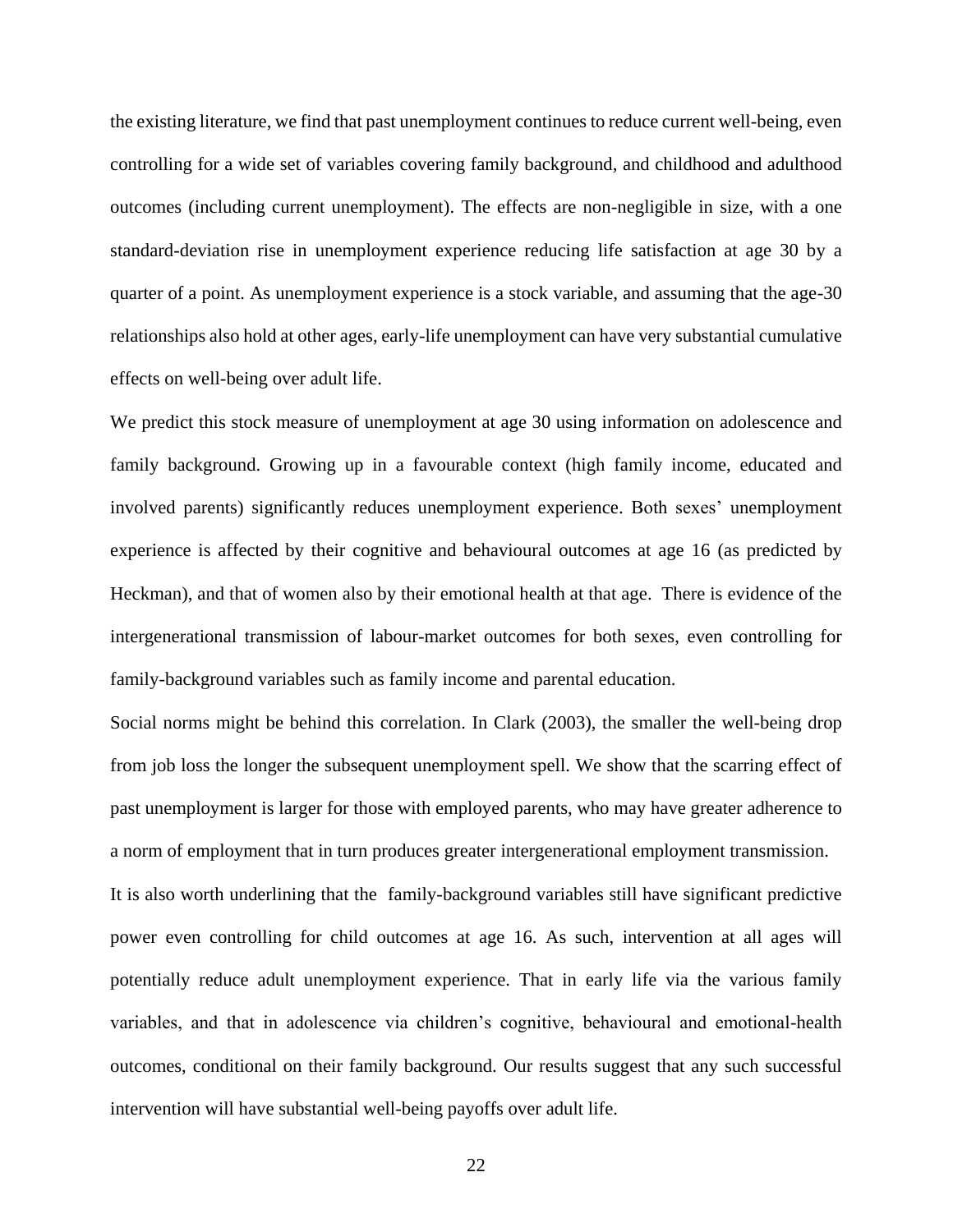the existing literature, we find that past unemployment continues to reduce current well-being, even controlling for a wide set of variables covering family background, and childhood and adulthood outcomes (including current unemployment). The effects are non-negligible in size, with a one standard-deviation rise in unemployment experience reducing life satisfaction at age 30 by a quarter of a point. As unemployment experience is a stock variable, and assuming that the age-30 relationships also hold at other ages, early-life unemployment can have very substantial cumulative effects on well-being over adult life.

We predict this stock measure of unemployment at age 30 using information on adolescence and family background. Growing up in a favourable context (high family income, educated and involved parents) significantly reduces unemployment experience. Both sexes' unemployment experience is affected by their cognitive and behavioural outcomes at age 16 (as predicted by Heckman), and that of women also by their emotional health at that age. There is evidence of the intergenerational transmission of labour-market outcomes for both sexes, even controlling for family-background variables such as family income and parental education.

Social norms might be behind this correlation. In Clark (2003), the smaller the well-being drop from job loss the longer the subsequent unemployment spell. We show that the scarring effect of past unemployment is larger for those with employed parents, who may have greater adherence to a norm of employment that in turn produces greater intergenerational employment transmission.

It is also worth underlining that the family-background variables still have significant predictive power even controlling for child outcomes at age 16. As such, intervention at all ages will potentially reduce adult unemployment experience. That in early life via the various family variables, and that in adolescence via children's cognitive, behavioural and emotional-health outcomes, conditional on their family background. Our results suggest that any such successful intervention will have substantial well-being payoffs over adult life.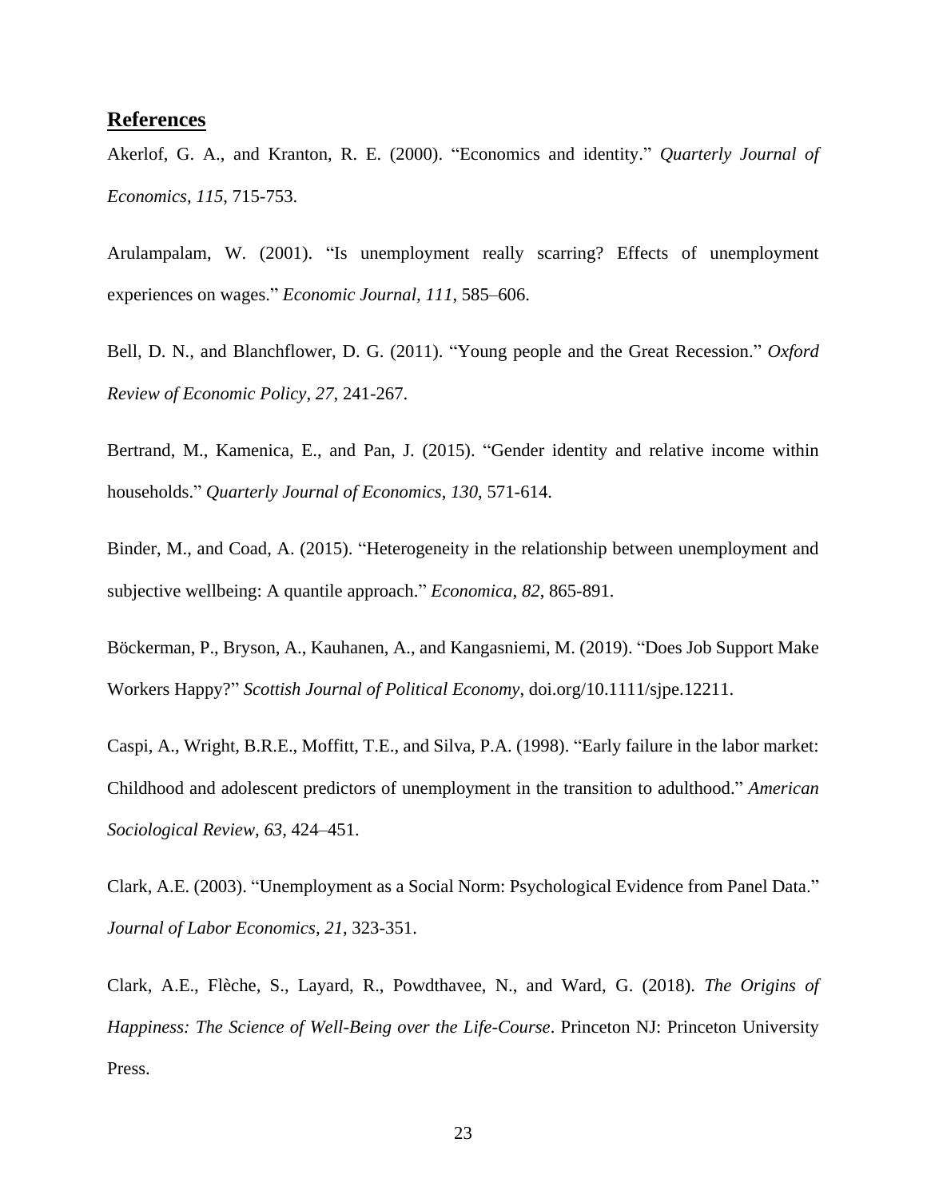## References

Akerlof, G. A., and Kranton, R. E. (2000). "Economics and identity." *Quarterly Journal of Economics*, *115*, 715-753.

Arulampalam, W. (2001). "Is unemployment really scarring? Effects of unemployment experiences on wages." *Economic Journal, 111*, 585–606.

Bell, D. N., and Blanchflower, D. G. (2011). "Young people and the Great Recession." *Oxford Review of Economic Policy*, *27*, 241-267.

Bertrand, M., Kamenica, E., and Pan, J. (2015). "Gender identity and relative income within households." *Quarterly Journal of Economics*, *130*, 571-614.

Binder, M., and Coad, A. (2015). "Heterogeneity in the relationship between unemployment and subjective wellbeing: A quantile approach." *Economica*, *82*, 865-891.

Böckerman, P., Bryson, A., Kauhanen, A., and Kangasniemi, M. (2019). "Does Job Support Make Workers Happy?" *Scottish Journal of Political Economy*, doi.org/10.1111/sjpe.12211.

Caspi, A., Wright, B.R.E., Moffitt, T.E., and Silva, P.A. (1998). "Early failure in the labor market: Childhood and adolescent predictors of unemployment in the transition to adulthood." *American Sociological Review*, *63*, 424–451.

Clark, A.E. (2003). "Unemployment as a Social Norm: Psychological Evidence from Panel Data." *Journal of Labor Economics*, *21*, 323-351.

Clark, A.E., Flèche, S., Layard, R., Powdthavee, N., and Ward, G. (2018). *The Origins of Happiness: The Science of Well-Being over the Life-Course*. Princeton NJ: Princeton University Press.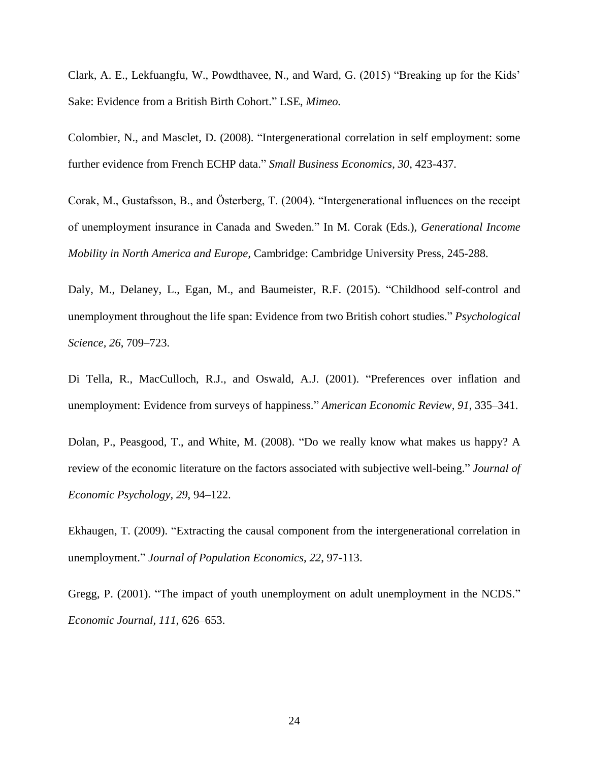Clark, A. E., Lekfuangfu, W., Powdthavee, N., and Ward, G. (2015) "Breaking up for the Kids' Sake: Evidence from a British Birth Cohort." LSE, *Mimeo.*

Colombier, N., and Masclet, D. (2008). "Intergenerational correlation in self employment: some further evidence from French ECHP data." *Small Business Economics*, *30*, 423-437.

Corak, M., Gustafsson, B., and Österberg, T. (2004). "Intergenerational influences on the receipt of unemployment insurance in Canada and Sweden." In M. Corak (Eds.), *Generational Income Mobility in North America and Europe*, Cambridge: Cambridge University Press, 245-288.

Daly, M., Delaney, L., Egan, M., and Baumeister, R.F. (2015). "Childhood self-control and unemployment throughout the life span: Evidence from two British cohort studies." *Psychological Science, 26*, 709–723.

Di Tella, R., MacCulloch, R.J., and Oswald, A.J. (2001). "Preferences over inflation and unemployment: Evidence from surveys of happiness." *American Economic Review*, *91*, 335–341.

Dolan, P., Peasgood, T., and White, M. (2008). "Do we really know what makes us happy? A review of the economic literature on the factors associated with subjective well-being." *Journal of Economic Psychology*, *29*, 94–122.

Ekhaugen, T. (2009). "Extracting the causal component from the intergenerational correlation in unemployment." *Journal of Population Economics*, *22*, 97-113.

Gregg, P. (2001). "The impact of youth unemployment on adult unemployment in the NCDS." *Economic Journal*, *111*, 626–653.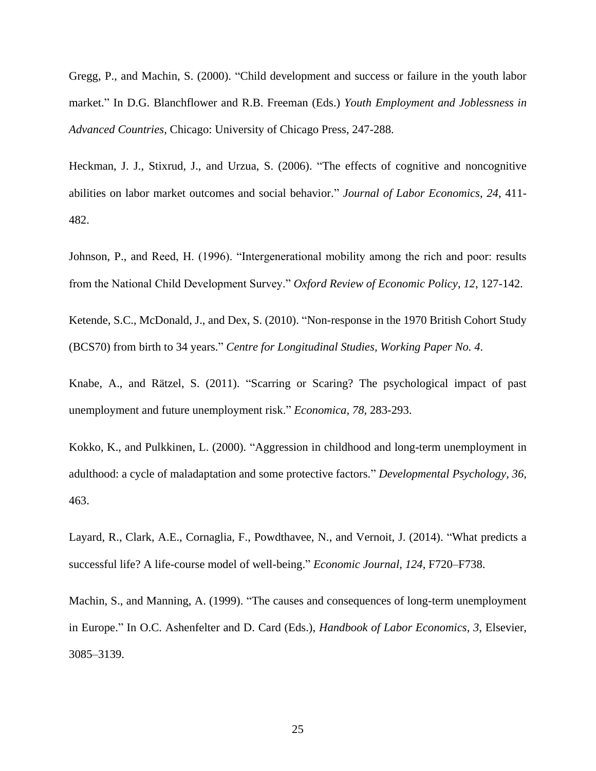Gregg, P., and Machin, S. (2000). “Child development and success or failure in the youth labor market.” In D.G. Blanchflower and R.B. Freeman (Eds.) *Youth Employment and Joblessness in Advanced Countries*, Chicago: University of Chicago Press, 247-288.

Heckman, J. J., Stixrud, J., and Urzua, S. (2006). “The effects of cognitive and noncognitive abilities on labor market outcomes and social behavior.” *Journal of Labor Economics*, *24*, 411-482.

Johnson, P., and Reed, H. (1996). “Intergenerational mobility among the rich and poor: results from the National Child Development Survey.” *Oxford Review of Economic Policy*, *12*, 127-142.

Ketende, S.C., McDonald, J., and Dex, S. (2010). “Non-response in the 1970 British Cohort Study (BCS70) from birth to 34 years.” *Centre for Longitudinal Studies, Working Paper No. 4*.

Knabe, A., and Rätzel, S. (2011). “Scarring or Scaring? The psychological impact of past unemployment and future unemployment risk.” *Economica*, *78*, 283-293.

Kokko, K., and Pulkkinen, L. (2000). “Aggression in childhood and long-term unemployment in adulthood: a cycle of maladaptation and some protective factors.” *Developmental Psychology, 36*, 463.

Layard, R., Clark, A.E., Cornaglia, F., Powdthavee, N., and Vernoit, J. (2014). “What predicts a successful life? A life-course model of well-being.” *Economic Journal, 124*, F720–F738.

Machin, S., and Manning, A. (1999). “The causes and consequences of long-term unemployment in Europe.” In O.C. Ashenfelter and D. Card (Eds.), *Handbook of Labor Economics, 3*, Elsevier, 3085–3139.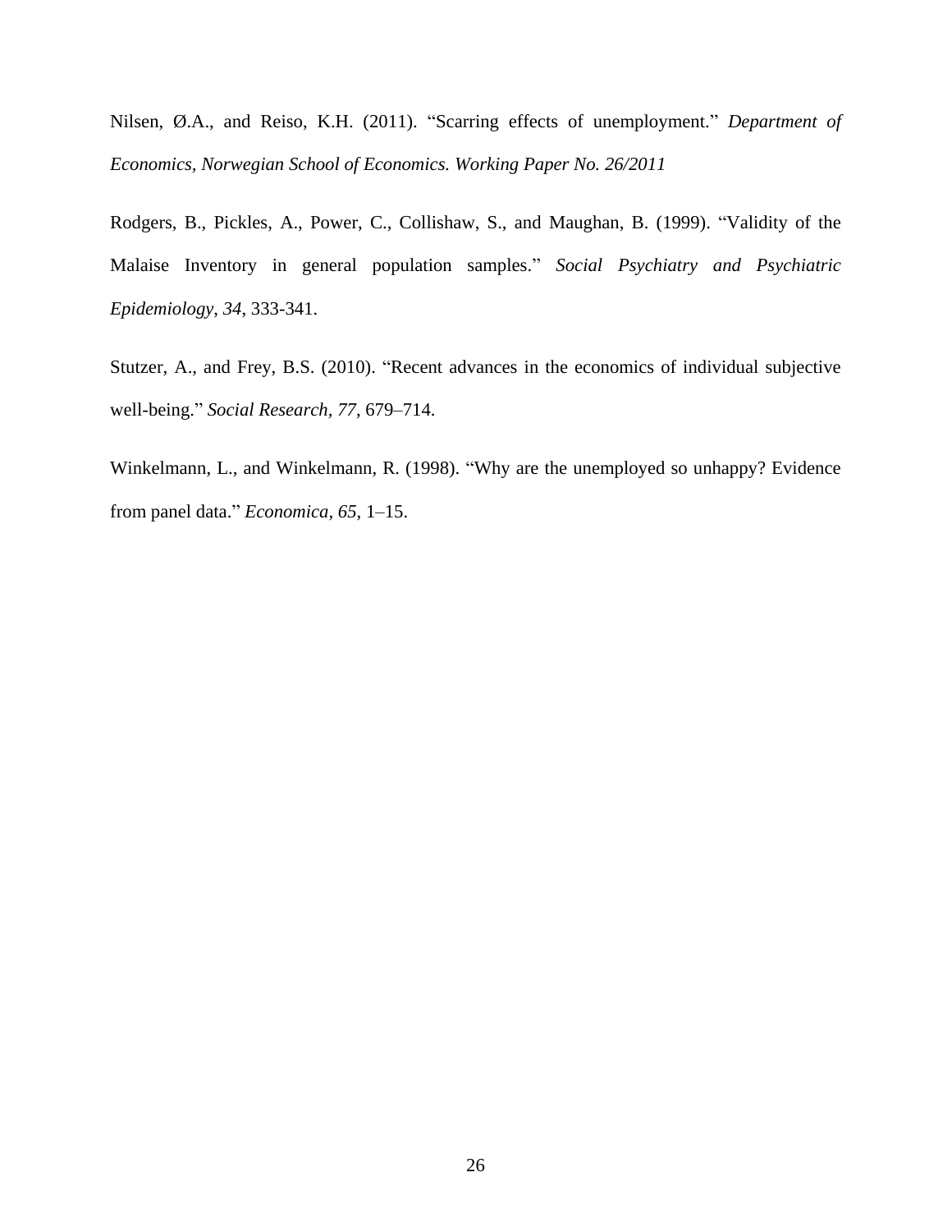Nilsen, Ø.A., and Reiso, K.H. (2011). "Scarring effects of unemployment." *Department of Economics, Norwegian School of Economics. Working Paper No. 26/2011*

Rodgers, B., Pickles, A., Power, C., Collishaw, S., and Maughan, B. (1999). "Validity of the Malaise Inventory in general population samples." *Social Psychiatry and Psychiatric Epidemiology*, *34*, 333-341.

Stutzer, A., and Frey, B.S. (2010). "Recent advances in the economics of individual subjective well-being." *Social Research*, *77*, 679–714.

Winkelmann, L., and Winkelmann, R. (1998). "Why are the unemployed so unhappy? Evidence from panel data." *Economica*, *65*, 1–15.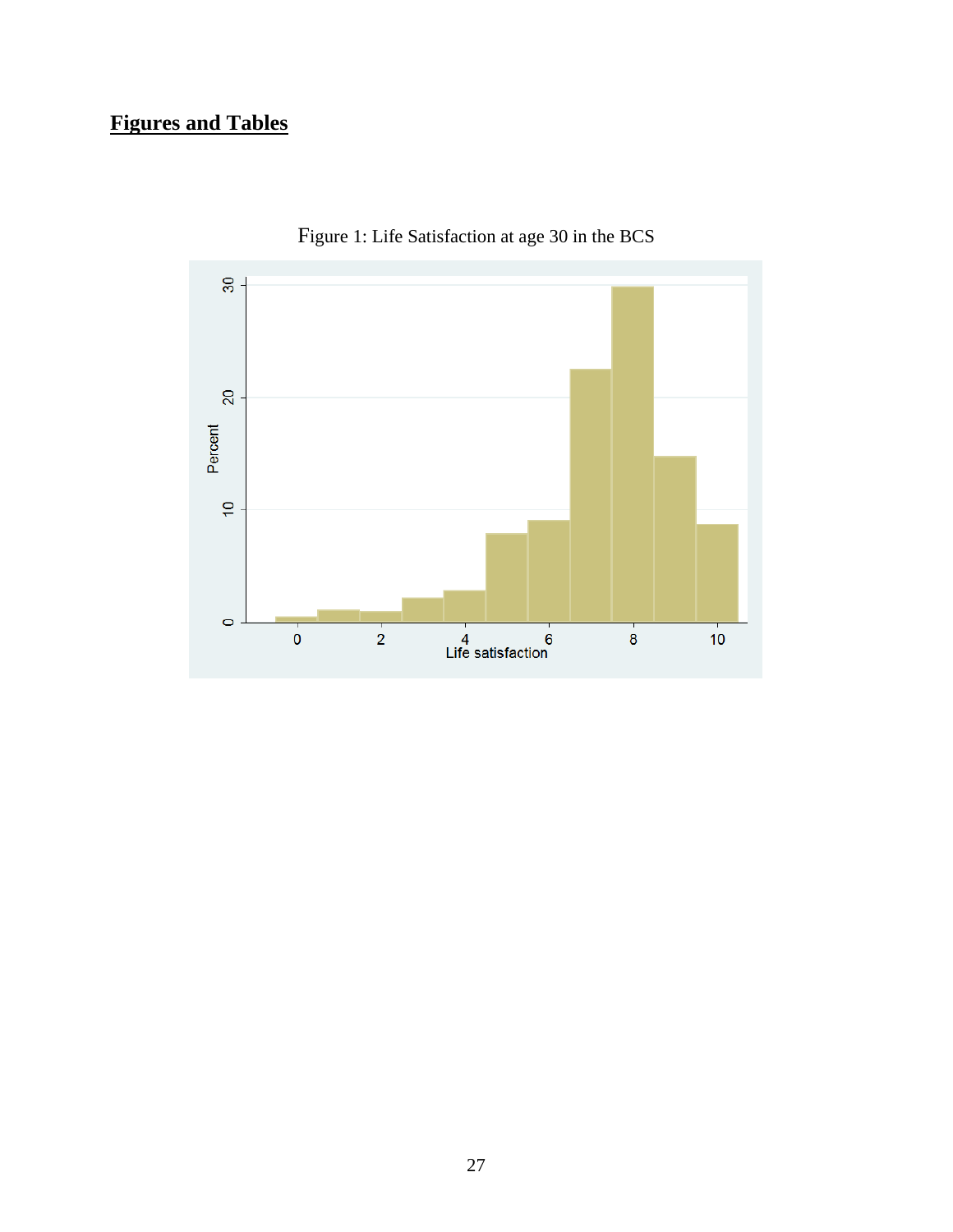## **Figures and Tables**

Figure 1: Life Satisfaction at age 30 in the BCS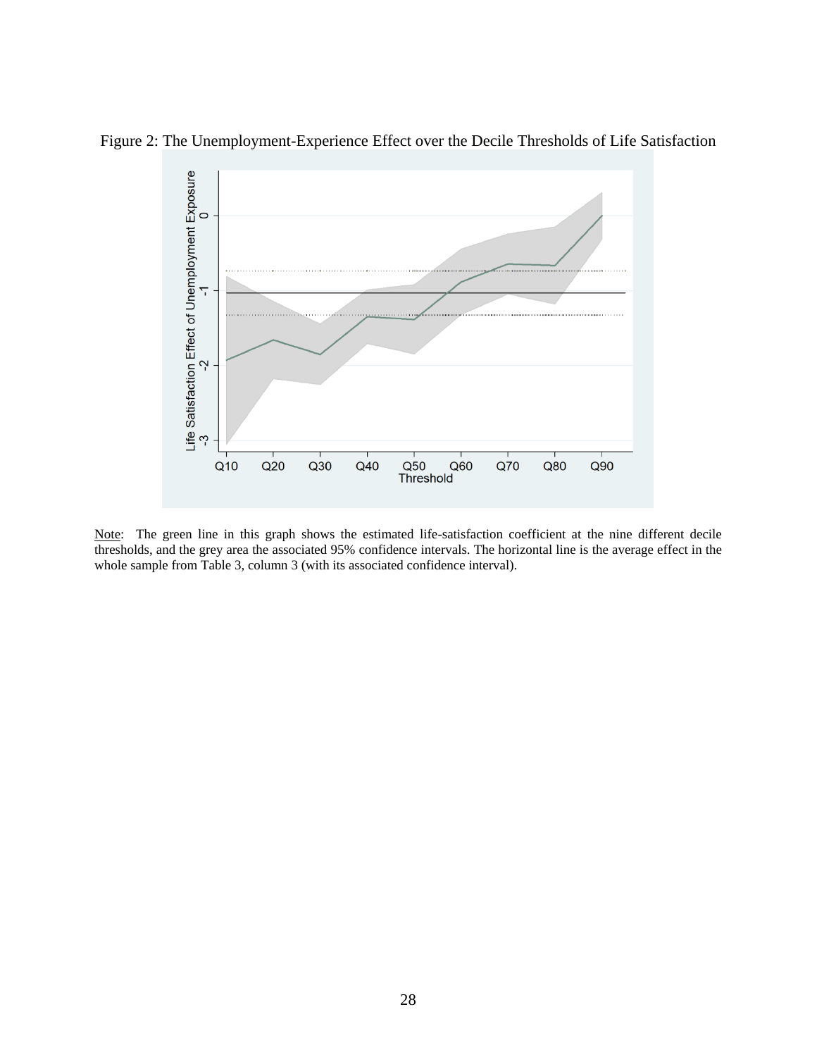Figure 2: The Unemployment-Experience Effect over the Decile Thresholds of Life Satisfaction

Note: The green line in this graph shows the estimated life-satisfaction coefficient at the nine different decile thresholds, and the grey area the associated 95% confidence intervals. The horizontal line is the average effect in the whole sample from Table 3, column 3 (with its associated confidence interval).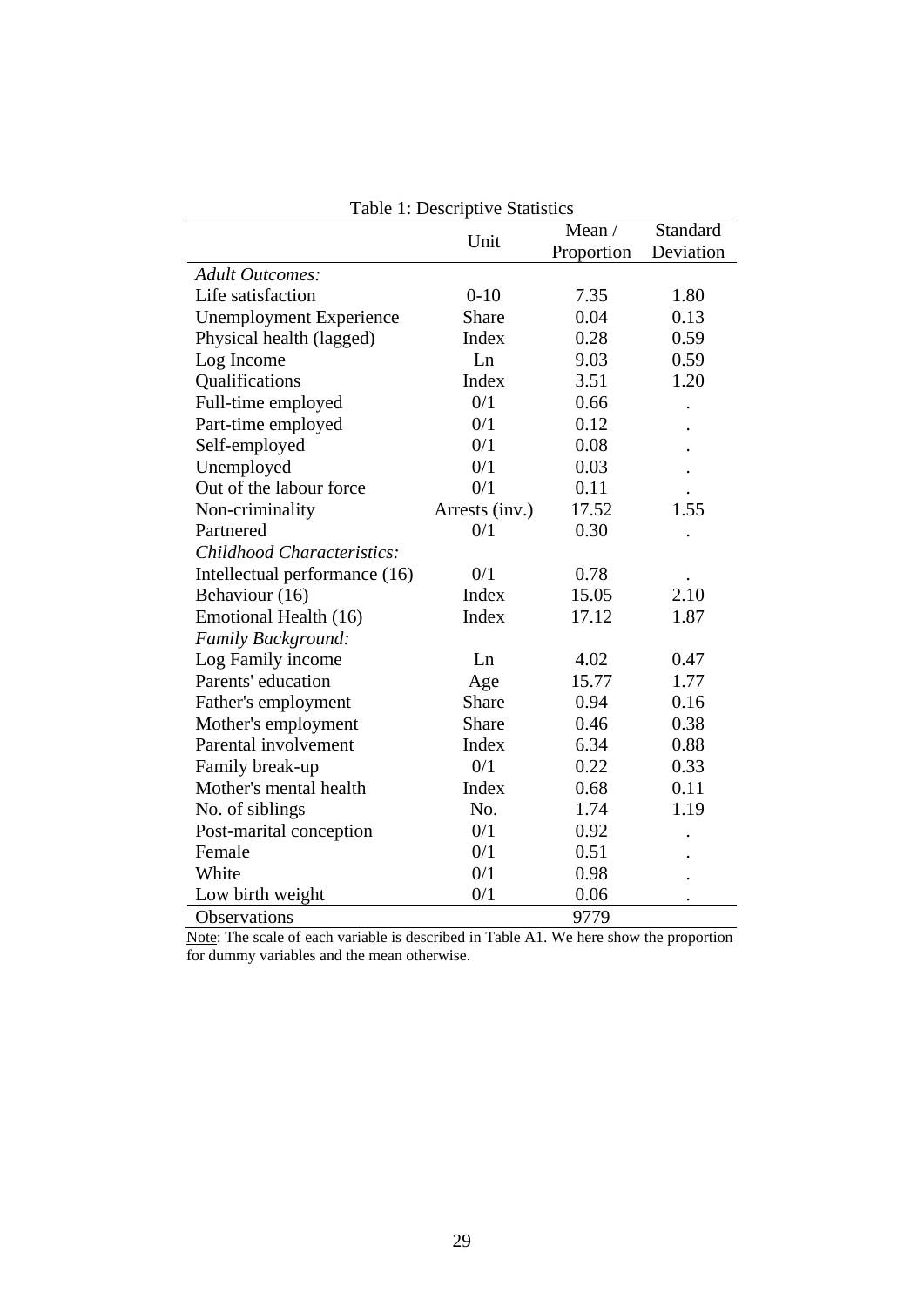Table 1: Descriptive Statistics

| | Unit | Mean / Proportion | Standard Deviation |
|---|---|---|---|
| *Adult Outcomes:* | | | |
| Life satisfaction | 0-10 | 7.35 | 1.80 |
| Unemployment Experience | Share | 0.04 | 0.13 |
| Physical health (lagged) | Index | 0.28 | 0.59 |
| Log Income | Ln | 9.03 | 0.59 |
| Qualifications | Index | 3.51 | 1.20 |
| Full-time employed | 0/1 | 0.66 | . |
| Part-time employed | 0/1 | 0.12 | . |
| Self-employed | 0/1 | 0.08 | . |
| Unemployed | 0/1 | 0.03 | . |
| Out of the labour force | 0/1 | 0.11 | . |
| Non-criminality | Arrests (inv.) | 17.52 | 1.55 |
| Partnered | 0/1 | 0.30 | . |
| *Childhood Characteristics:* | | | |
| Intellectual performance (16) | 0/1 | 0.78 | . |
| Behaviour (16) | Index | 15.05 | 2.10 |
| Emotional Health (16) | Index | 17.12 | 1.87 |
| *Family Background:* | | | |
| Log Family income | Ln | 4.02 | 0.47 |
| Parents' education | Age | 15.77 | 1.77 |
| Father's employment | Share | 0.94 | 0.16 |
| Mother's employment | Share | 0.46 | 0.38 |
| Parental involvement | Index | 6.34 | 0.88 |
| Family break-up | 0/1 | 0.22 | 0.33 |
| Mother's mental health | Index | 0.68 | 0.11 |
| No. of siblings | No. | 1.74 | 1.19 |
| Post-marital conception | 0/1 | 0.92 | . |
| Female | 0/1 | 0.51 | . |
| White | 0/1 | 0.98 | . |
| Low birth weight | 0/1 | 0.06 | . |
| Observations | | 9779 | |

Note: The scale of each variable is described in Table A1. We here show the proportion for dummy variables and the mean otherwise.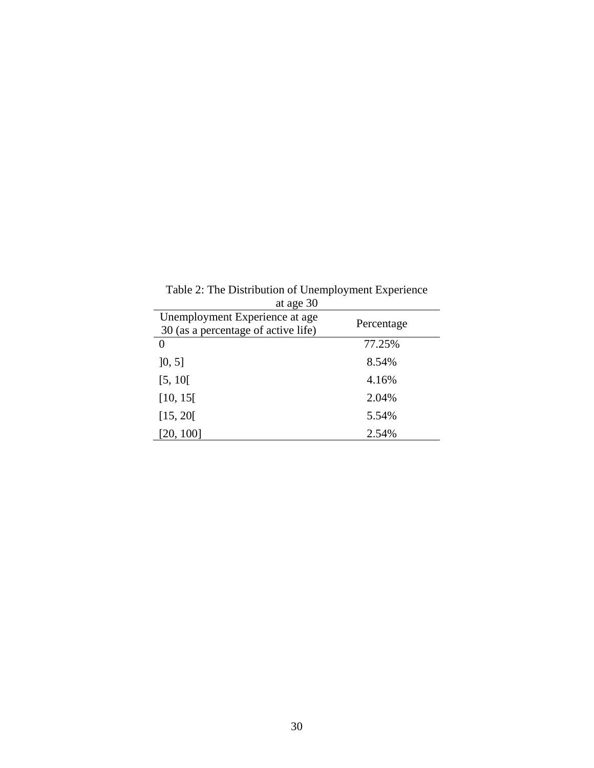Table 2: The Distribution of Unemployment Experience at age 30

| Unemployment Experience at age 30 (as a percentage of active life) | Percentage |
|---|---|
| 0 | 77.25% |
| ]0, 5] | 8.54% |
| [5, 10[ | 4.16% |
| [10, 15[ | 2.04% |
| [15, 20[ | 5.54% |
| [20, 100] | 2.54% |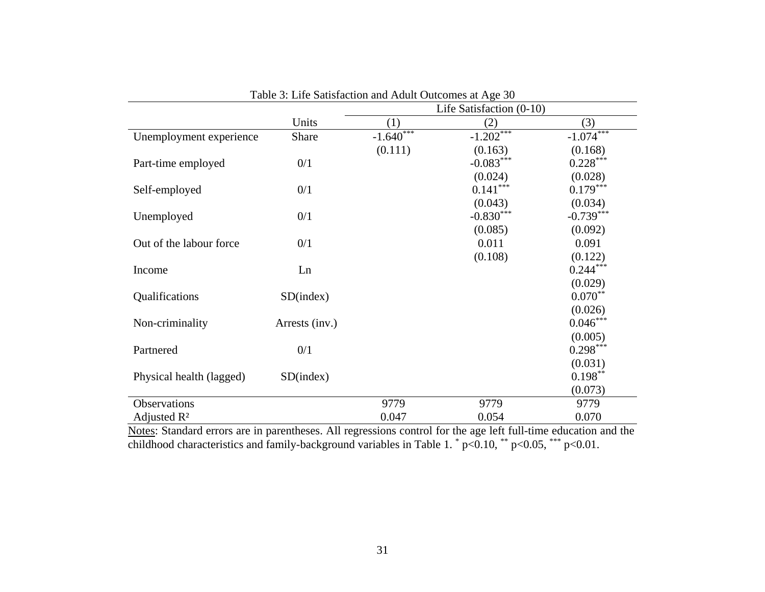Table 3: Life Satisfaction and Adult Outcomes at Age 30

| | | Life Satisfaction (0-10) | | |
|---|---|---|---|---|
| | Units | (1) | (2) | (3) |
| Unemployment experience | Share | -1.640*** | -1.202*** | -1.074*** |
| | | (0.111) | (0.163) | (0.168) |
| Part-time employed | 0/1 | | -0.083*** | 0.228*** |
| | | | (0.024) | (0.028) |
| Self-employed | 0/1 | | 0.141*** | 0.179*** |
| | | | (0.043) | (0.034) |
| Unemployed | 0/1 | | -0.830*** | -0.739*** |
| | | | (0.085) | (0.092) |
| Out of the labour force | 0/1 | | 0.011 | 0.091 |
| | | | (0.108) | (0.122) |
| Income | Ln | | | 0.244*** |
| | | | | (0.029) |
| Qualifications | SD(index) | | | 0.070** |
| | | | | (0.026) |
| Non-criminality | Arrests (inv.) | | | 0.046*** |
| | | | | (0.005) |
| Partnered | 0/1 | | | 0.298*** |
| | | | | (0.031) |
| Physical health (lagged) | SD(index) | | | 0.198** |
| | | | | (0.073) |
| Observations | | 9779 | 9779 | 9779 |
| Adjusted $R^2$ | | 0.047 | 0.054 | 0.070 |

Notes: Standard errors are in parentheses. All regressions control for the age left full-time education and the childhood characteristics and family-background variables in Table 1. * $p<0.10$, ** $p<0.05$, *** $p<0.01$.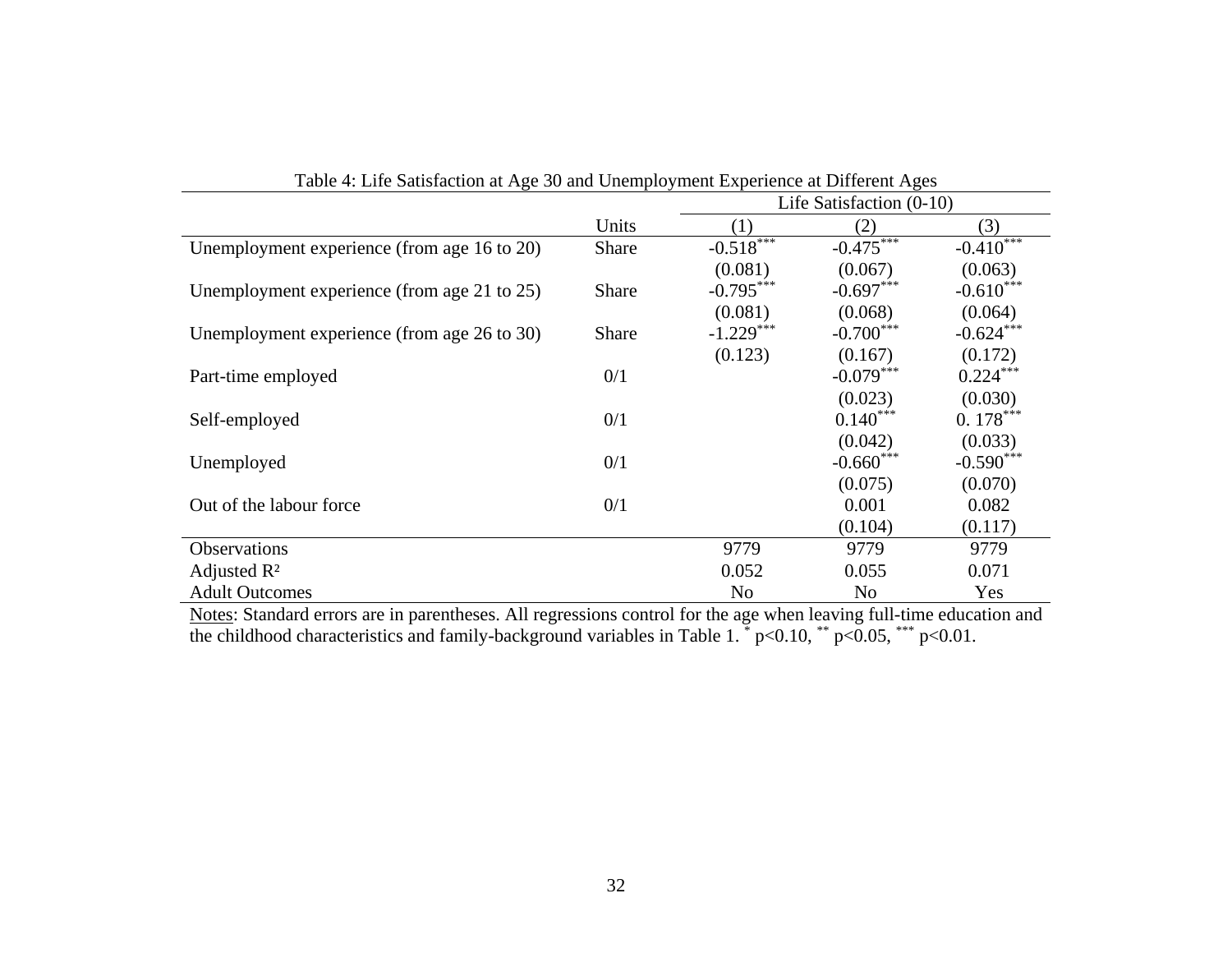Table 4: Life Satisfaction at Age 30 and Unemployment Experience at Different Ages

| | Units | Life Satisfaction (0-10) | | |
|---|---|---|---|---|
| | | (1) | (2) | (3) |
| Unemployment experience (from age 16 to 20) | Share | -0.518*** | -0.475*** | -0.410*** |
| | | (0.081) | (0.067) | (0.063) |
| Unemployment experience (from age 21 to 25) | Share | -0.795*** | -0.697*** | -0.610*** |
| | | (0.081) | (0.068) | (0.064) |
| Unemployment experience (from age 26 to 30) | Share | -1.229*** | -0.700*** | -0.624*** |
| | | (0.123) | (0.167) | (0.172) |
| Part-time employed | 0/1 | | -0.079*** | 0.224*** |
| | | | (0.023) | (0.030) |
| Self-employed | 0/1 | | 0.140*** | 0. 178*** |
| | | | (0.042) | (0.033) |
| Unemployed | 0/1 | | -0.660*** | -0.590*** |
| | | | (0.075) | (0.070) |
| Out of the labour force | 0/1 | | 0.001 | 0.082 |
| | | | (0.104) | (0.117) |
| Observations | | 9779 | 9779 | 9779 |
| Adjusted $R^2$ | | 0.052 | 0.055 | 0.071 |
| Adult Outcomes | | No | No | Yes |

Notes: Standard errors are in parentheses. All regressions control for the age when leaving full-time education and the childhood characteristics and family-background variables in Table 1. * $p<0.10$, ** $p<0.05$, *** $p<0.01$.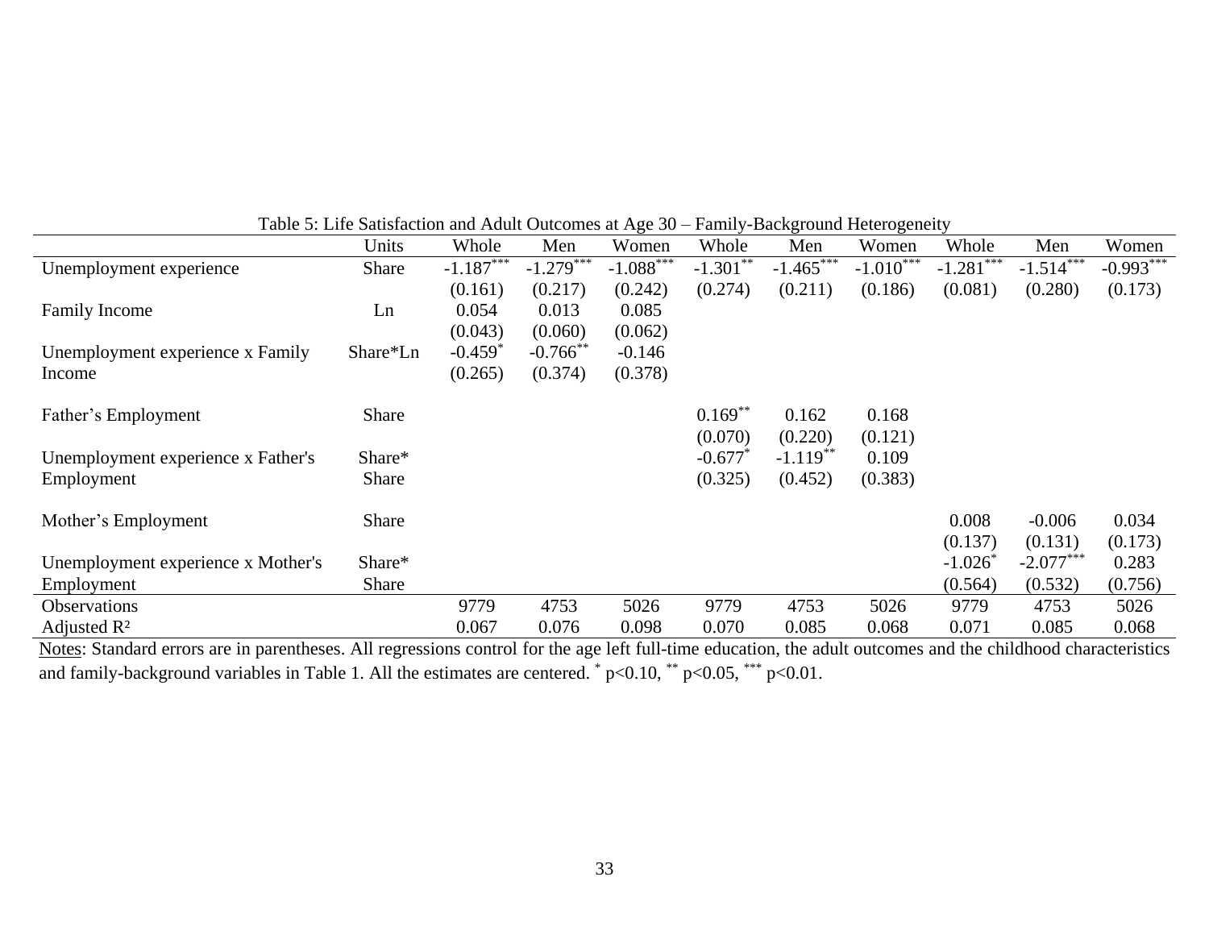Table 5: Life Satisfaction and Adult Outcomes at Age 30 – Family-Background Heterogeneity

| | Units | Whole | Men | Women | Whole | Men | Women | Whole | Men | Women |
|---|---|---|---|---|---|---|---|---|---|---|
| Unemployment experience | Share | -1.187*** | -1.279*** | -1.088*** | -1.301** | -1.465*** | -1.010*** | -1.281*** | -1.514*** | -0.993*** |
| | | (0.161) | (0.217) | (0.242) | (0.274) | (0.211) | (0.186) | (0.081) | (0.280) | (0.173) |
| Family Income | Ln | 0.054 | 0.013 | 0.085 | | | | | | |
| | | (0.043) | (0.060) | (0.062) | | | | | | |
| Unemployment experience x Family Income | Share*Ln | -0.459* | -0.766** | -0.146 | | | | | | |
| | | (0.265) | (0.374) | (0.378) | | | | | | |
| Father's Employment | Share | | | | 0.169** | 0.162 | 0.168 | | | |
| | | | | | (0.070) | (0.220) | (0.121) | | | |
| Unemployment experience x Father's Employment | Share* Share | | | | -0.677* | -1.119** | 0.109 | | | |
| | | | | | (0.325) | (0.452) | (0.383) | | | |
| Mother's Employment | Share | | | | | | | 0.008 | -0.006 | 0.034 |
| | | | | | | | | (0.137) | (0.131) | (0.173) |
| Unemployment experience x Mother's Employment | Share* Share | | | | | | | -1.026* | -2.077*** | 0.283 |
| | | | | | | | | (0.564) | (0.532) | (0.756) |
| Observations | | 9779 | 4753 | 5026 | 9779 | 4753 | 5026 | 9779 | 4753 | 5026 |
| Adjusted $R^2$ | | 0.067 | 0.076 | 0.098 | 0.070 | 0.085 | 0.068 | 0.071 | 0.085 | 0.068 |

Notes: Standard errors are in parentheses. All regressions control for the age left full-time education, the adult outcomes and the childhood characteristics and family-background variables in Table 1. All the estimates are centered. * p<0.10, ** p<0.05, *** p<0.01.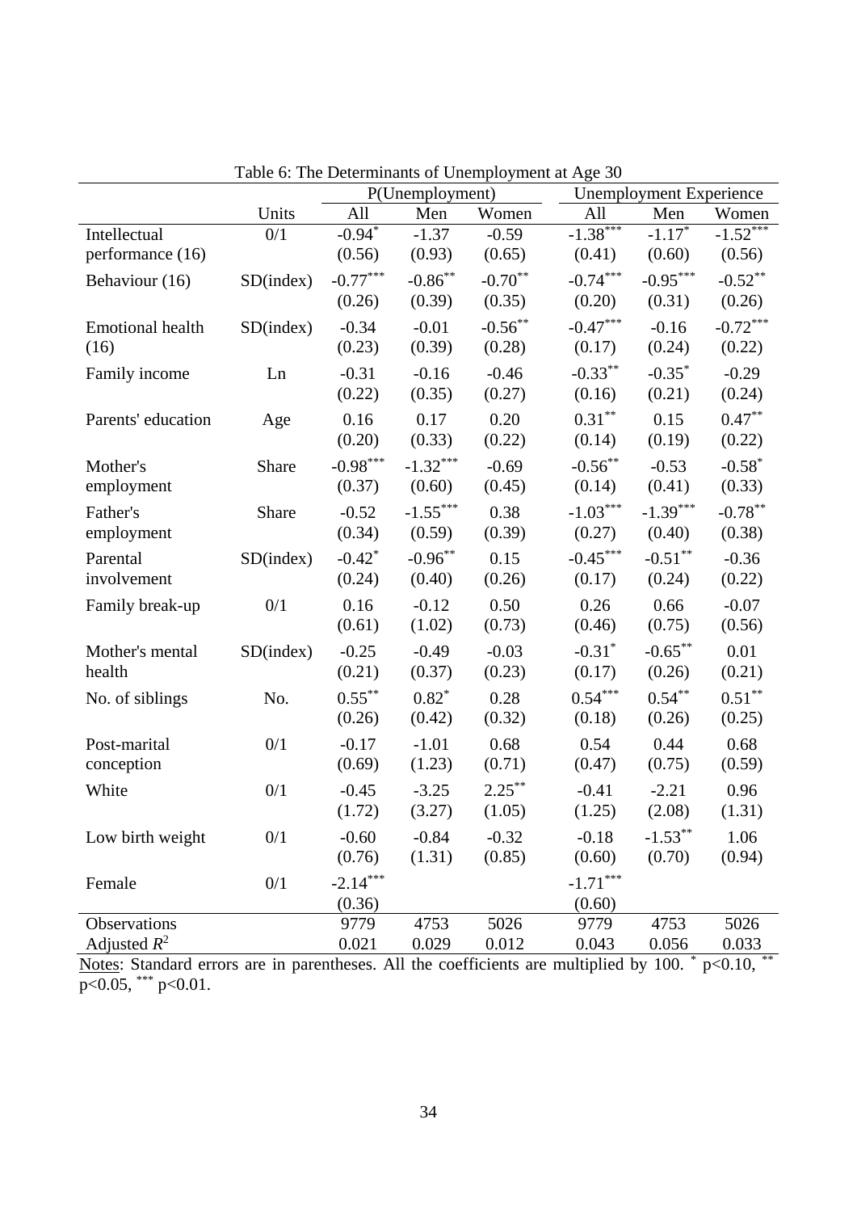Table 6: The Determinants of Unemployment at Age 30

| | Units | P(Unemployment) | | | Unemployment Experience | | |
|---|---|---|---|---|---|---|---|
| | | All | Men | Women | All | Men | Women |
| Intellectual performance (16) | 0/1 | -0.94* | -1.37 | -0.59 | -1.38*** | -1.17* | -1.52*** |
| | | (0.56) | (0.93) | (0.65) | (0.41) | (0.60) | (0.56) |
| Behaviour (16) | SD(index) | -0.77*** | -0.86** | -0.70** | -0.74*** | -0.95*** | -0.52** |
| | | (0.26) | (0.39) | (0.35) | (0.20) | (0.31) | (0.26) |
| Emotional health (16) | SD(index) | -0.34 | -0.01 | -0.56** | -0.47*** | -0.16 | -0.72*** |
| | | (0.23) | (0.39) | (0.28) | (0.17) | (0.24) | (0.22) |
| Family income | Ln | -0.31 | -0.16 | -0.46 | -0.33** | -0.35* | -0.29 |
| | | (0.22) | (0.35) | (0.27) | (0.16) | (0.21) | (0.24) |
| Parents' education | Age | 0.16 | 0.17 | 0.20 | 0.31** | 0.15 | 0.47** |
| | | (0.20) | (0.33) | (0.22) | (0.14) | (0.19) | (0.22) |
| Mother's employment | Share | -0.98*** | -1.32*** | -0.69 | -0.56** | -0.53 | -0.58* |
| | | (0.37) | (0.60) | (0.45) | (0.14) | (0.41) | (0.33) |
| Father's employment | Share | -0.52 | -1.55*** | 0.38 | -1.03*** | -1.39*** | -0.78** |
| | | (0.34) | (0.59) | (0.39) | (0.27) | (0.40) | (0.38) |
| Parental involvement | SD(index) | -0.42* | -0.96** | 0.15 | -0.45*** | -0.51** | -0.36 |
| | | (0.24) | (0.40) | (0.26) | (0.17) | (0.24) | (0.22) |
| Family break-up | 0/1 | 0.16 | -0.12 | 0.50 | 0.26 | 0.66 | -0.07 |
| | | (0.61) | (1.02) | (0.73) | (0.46) | (0.75) | (0.56) |
| Mother's mental health | SD(index) | -0.25 | -0.49 | -0.03 | -0.31* | -0.65** | 0.01 |
| | | (0.21) | (0.37) | (0.23) | (0.17) | (0.26) | (0.21) |
| No. of siblings | No. | 0.55** | 0.82* | 0.28 | 0.54*** | 0.54** | 0.51** |
| | | (0.26) | (0.42) | (0.32) | (0.18) | (0.26) | (0.25) |
| Post-marital conception | 0/1 | -0.17 | -1.01 | 0.68 | 0.54 | 0.44 | 0.68 |
| | | (0.69) | (1.23) | (0.71) | (0.47) | (0.75) | (0.59) |
| White | 0/1 | -0.45 | -3.25 | 2.25** | -0.41 | -2.21 | 0.96 |
| | | (1.72) | (3.27) | (1.05) | (1.25) | (2.08) | (1.31) |
| Low birth weight | 0/1 | -0.60 | -0.84 | -0.32 | -0.18 | -1.53** | 1.06 |
| | | (0.76) | (1.31) | (0.85) | (0.60) | (0.70) | (0.94) |
| Female | 0/1 | -2.14*** | | | -1.71*** | | |
| | | (0.36) | | | (0.60) | | |
| Observations | | 9779 | 4753 | 5026 | 9779 | 4753 | 5026 |
| Adjusted $R^2$ | | 0.021 | 0.029 | 0.012 | 0.043 | 0.056 | 0.033 |

Notes: Standard errors are in parentheses. All the coefficients are multiplied by 100. * p<0.10, ** p<0.05, *** p<0.01.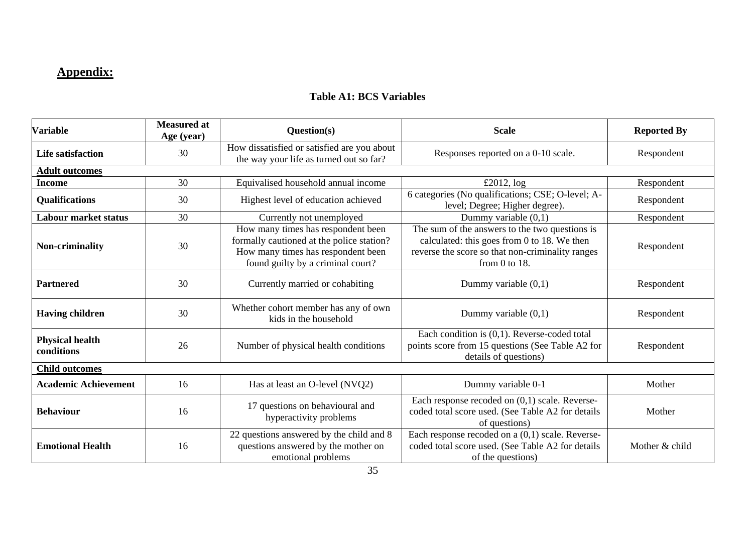## **Appendix:**

### **Table A1: BCS Variables**

| Variable | Measured at Age (year) | Question(s) | Scale | Reported By |
|---|---|---|---|---|
| **Life satisfaction** | 30 | How dissatisfied or satisfied are you about the way your life as turned out so far? | Responses reported on a 0-10 scale. | Respondent |
| **<u>Adult outcomes</u>** | | | | |
| **Income** | 30 | Equivalised household annual income | £2012, log | Respondent |
| **Qualifications** | 30 | Highest level of education achieved | 6 categories (No qualifications; CSE; O-level; A-level; Degree; Higher degree). | Respondent |
| **Labour market status** | 30 | Currently not unemployed | Dummy variable (0,1) | Respondent |
| **Non-criminality** | 30 | How many times has respondent been formally cautioned at the police station? How many times has respondent been found guilty by a criminal court? | The sum of the answers to the two questions is calculated: this goes from 0 to 18. We then reverse the score so that non-criminality ranges from 0 to 18. | Respondent |
| **Partnered** | 30 | Currently married or cohabiting | Dummy variable (0,1) | Respondent |
| **Having children** | 30 | Whether cohort member has any of own kids in the household | Dummy variable (0,1) | Respondent |
| **Physical health conditions** | 26 | Number of physical health conditions | Each condition is (0,1). Reverse-coded total points score from 15 questions (See Table A2 for details of questions) | Respondent |
| **<u>Child outcomes</u>** | | | | |
| **Academic Achievement** | 16 | Has at least an O-level (NVQ2) | Dummy variable 0-1 | Mother |
| **Behaviour** | 16 | 17 questions on behavioural and hyperactivity problems | Each response recoded on (0,1) scale. Reverse-coded total score used. (See Table A2 for details of questions) | Mother |
| **Emotional Health** | 16 | 22 questions answered by the child and 8 questions answered by the mother on emotional problems | Each response recoded on a (0,1) scale. Reverse-coded total score used. (See Table A2 for details of the questions) | Mother & child |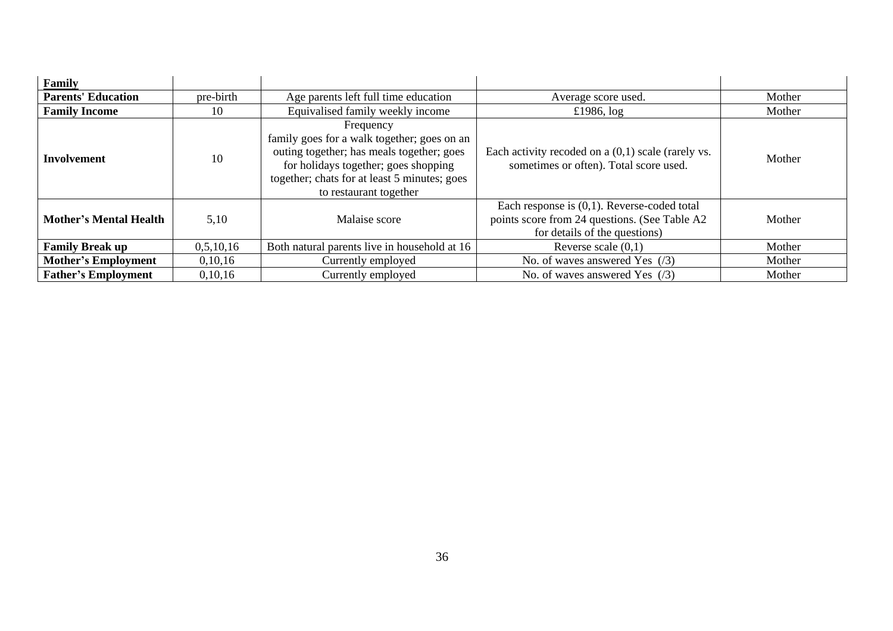| **Family** | | | | |
|---|---|---|---|---|
| **Parents' Education** | pre-birth | Age parents left full time education | Average score used. | Mother |
| **Family Income** | 10 | Equivalised family weekly income | £1986, log | Mother |
| **Involvement** | 10 | Frequency family goes for a walk together; goes on an outing together; has meals together; goes for holidays together; goes shopping together; chats for at least 5 minutes; goes to restaurant together | Each activity recoded on a (0,1) scale (rarely vs. sometimes or often). Total score used. | Mother |
| **Mother's Mental Health** | 5,10 | Malaise score | Each response is (0,1). Reverse-coded total points score from 24 questions. (See Table A2 for details of the questions) | Mother |
| **Family Break up** | 0,5,10,16 | Both natural parents live in household at 16 | Reverse scale (0,1) | Mother |
| **Mother's Employment** | 0,10,16 | Currently employed | No. of waves answered Yes (/3) | Mother |
| **Father's Employment** | 0,10,16 | Currently employed | No. of waves answered Yes (/3) | Mother |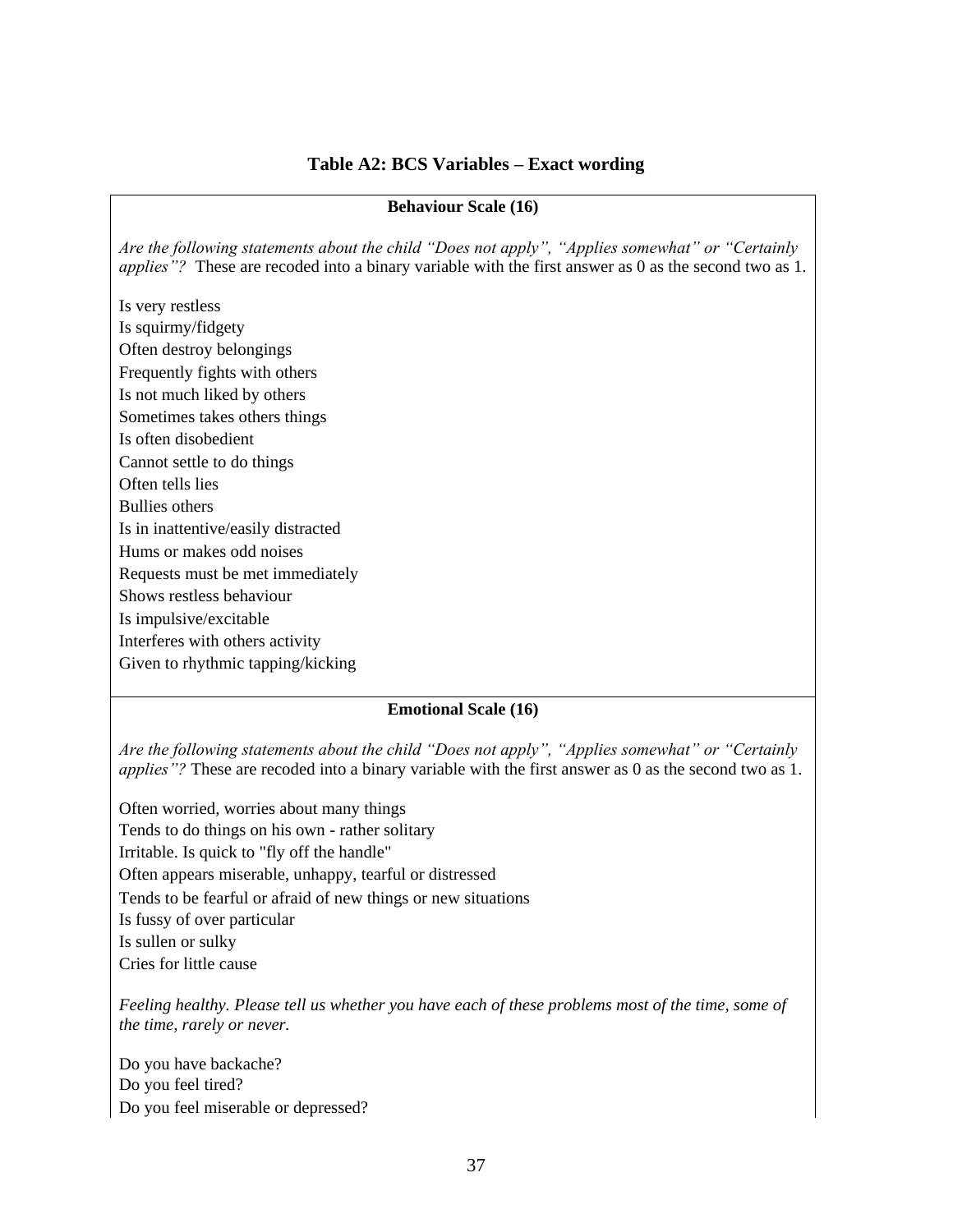### Table A2: BCS Variables – Exact wording

**Behaviour Scale (16)**

*Are the following statements about the child "Does not apply", "Applies somewhat" or "Certainly applies"?* These are recoded into a binary variable with the first answer as 0 as the second two as 1.

Is very restless
Is squirmy/fidgety
Often destroy belongings
Frequently fights with others
Is not much liked by others
Sometimes takes others things
Is often disobedient
Cannot settle to do things
Often tells lies
Bullies others
Is in inattentive/easily distracted
Hums or makes odd noises
Requests must be met immediately
Shows restless behaviour
Is impulsive/excitable
Interferes with others activity
Given to rhythmic tapping/kicking

**Emotional Scale (16)**

*Are the following statements about the child "Does not apply", "Applies somewhat" or "Certainly applies"?* These are recoded into a binary variable with the first answer as 0 as the second two as 1.

Often worried, worries about many things
Tends to do things on his own - rather solitary
Irritable. Is quick to "fly off the handle"
Often appears miserable, unhappy, tearful or distressed
Tends to be fearful or afraid of new things or new situations
Is fussy of over particular
Is sullen or sulky
Cries for little cause

*Feeling healthy. Please tell us whether you have each of these problems most of the time, some of the time, rarely or never.*

Do you have backache?
Do you feel tired?
Do you feel miserable or depressed?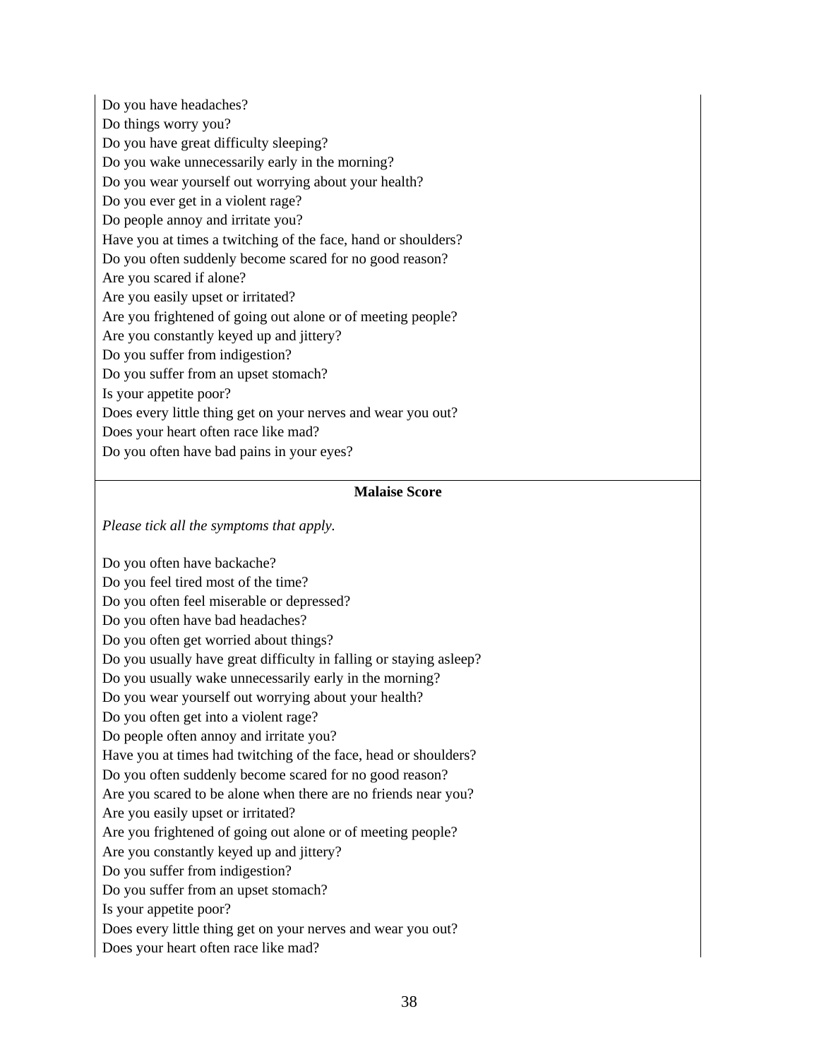Do you have headaches?
Do things worry you?
Do you have great difficulty sleeping?
Do you wake unnecessarily early in the morning?
Do you wear yourself out worrying about your health?
Do you ever get in a violent rage?
Do people annoy and irritate you?
Have you at times a twitching of the face, hand or shoulders?
Do you often suddenly become scared for no good reason?
Are you scared if alone?
Are you easily upset or irritated?
Are you frightened of going out alone or of meeting people?
Are you constantly keyed up and jittery?
Do you suffer from indigestion?
Do you suffer from an upset stomach?
Is your appetite poor?
Does every little thing get on your nerves and wear you out?
Does your heart often race like mad?
Do you often have bad pains in your eyes?

**Malaise Score**

*Please tick all the symptoms that apply.*

Do you often have backache?
Do you feel tired most of the time?
Do you often feel miserable or depressed?
Do you often have bad headaches?
Do you often get worried about things?
Do you usually have great difficulty in falling or staying asleep?
Do you usually wake unnecessarily early in the morning?
Do you wear yourself out worrying about your health?
Do you often get into a violent rage?
Do people often annoy and irritate you?
Have you at times had twitching of the face, head or shoulders?
Do you often suddenly become scared for no good reason?
Are you scared to be alone when there are no friends near you?
Are you easily upset or irritated?
Are you frightened of going out alone or of meeting people?
Are you constantly keyed up and jittery?
Do you suffer from indigestion?
Do you suffer from an upset stomach?
Is your appetite poor?
Does every little thing get on your nerves and wear you out?
Does your heart often race like mad?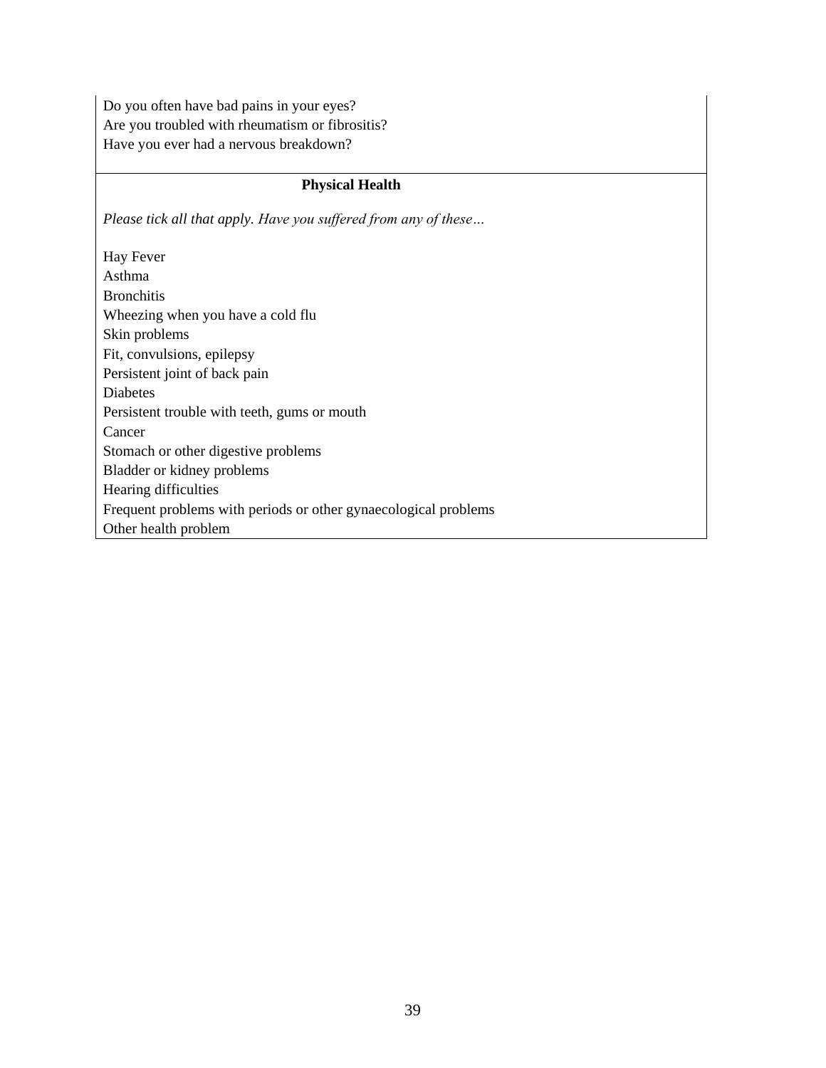Do you often have bad pains in your eyes?
Are you troubled with rheumatism or fibrositis?
Have you ever had a nervous breakdown?

**Physical Health**

*Please tick all that apply. Have you suffered from any of these…*

Hay Fever
Asthma
Bronchitis
Wheezing when you have a cold flu
Skin problems
Fit, convulsions, epilepsy
Persistent joint of back pain
Diabetes
Persistent trouble with teeth, gums or mouth
Cancer
Stomach or other digestive problems
Bladder or kidney problems
Hearing difficulties
Frequent problems with periods or other gynaecological problems
Other health problem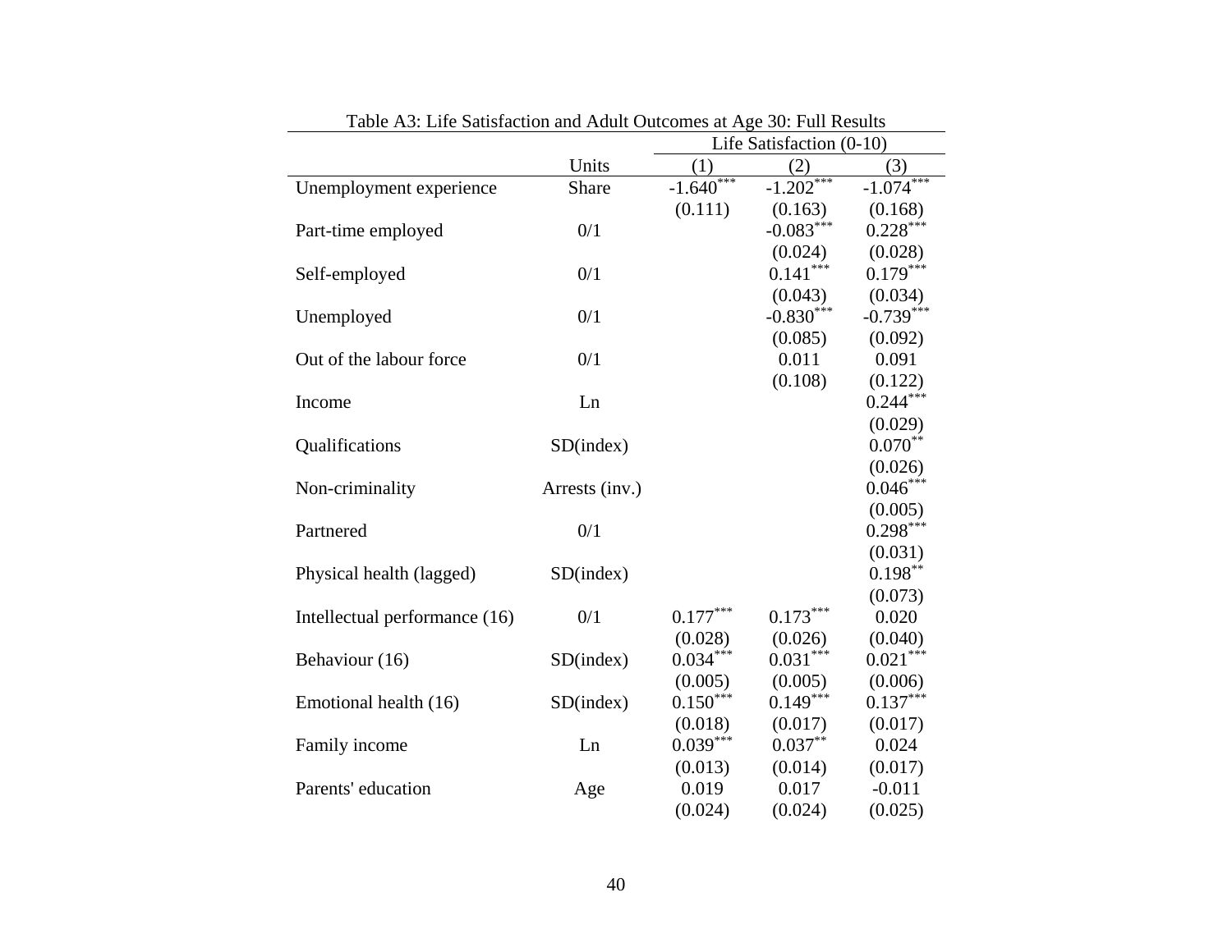Table A3: Life Satisfaction and Adult Outcomes at Age 30: Full Results

| | | Life Satisfaction (0-10) | | |
|---|---|---|---|---|
| | Units | (1) | (2) | (3) |
| Unemployment experience | Share | -1.640*** | -1.202*** | -1.074*** |
| | | (0.111) | (0.163) | (0.168) |
| Part-time employed | 0/1 | | -0.083*** | 0.228*** |
| | | | (0.024) | (0.028) |
| Self-employed | 0/1 | | 0.141*** | 0.179*** |
| | | | (0.043) | (0.034) |
| Unemployed | 0/1 | | -0.830*** | -0.739*** |
| | | | (0.085) | (0.092) |
| Out of the labour force | 0/1 | | 0.011 | 0.091 |
| | | | (0.108) | (0.122) |
| Income | Ln | | | 0.244*** |
| | | | | (0.029) |
| Qualifications | SD(index) | | | 0.070** |
| | | | | (0.026) |
| Non-criminality | Arrests (inv.) | | | 0.046*** |
| | | | | (0.005) |
| Partnered | 0/1 | | | 0.298*** |
| | | | | (0.031) |
| Physical health (lagged) | SD(index) | | | 0.198** |
| | | | | (0.073) |
| Intellectual performance (16) | 0/1 | 0.177*** | 0.173*** | 0.020 |
| | | (0.028) | (0.026) | (0.040) |
| Behaviour (16) | SD(index) | 0.034*** | 0.031*** | 0.021*** |
| | | (0.005) | (0.005) | (0.006) |
| Emotional health (16) | SD(index) | 0.150*** | 0.149*** | 0.137*** |
| | | (0.018) | (0.017) | (0.017) |
| Family income | Ln | 0.039*** | 0.037** | 0.024 |
| | | (0.013) | (0.014) | (0.017) |
| Parents' education | Age | 0.019 | 0.017 | -0.011 |
| | | (0.024) | (0.024) | (0.025) |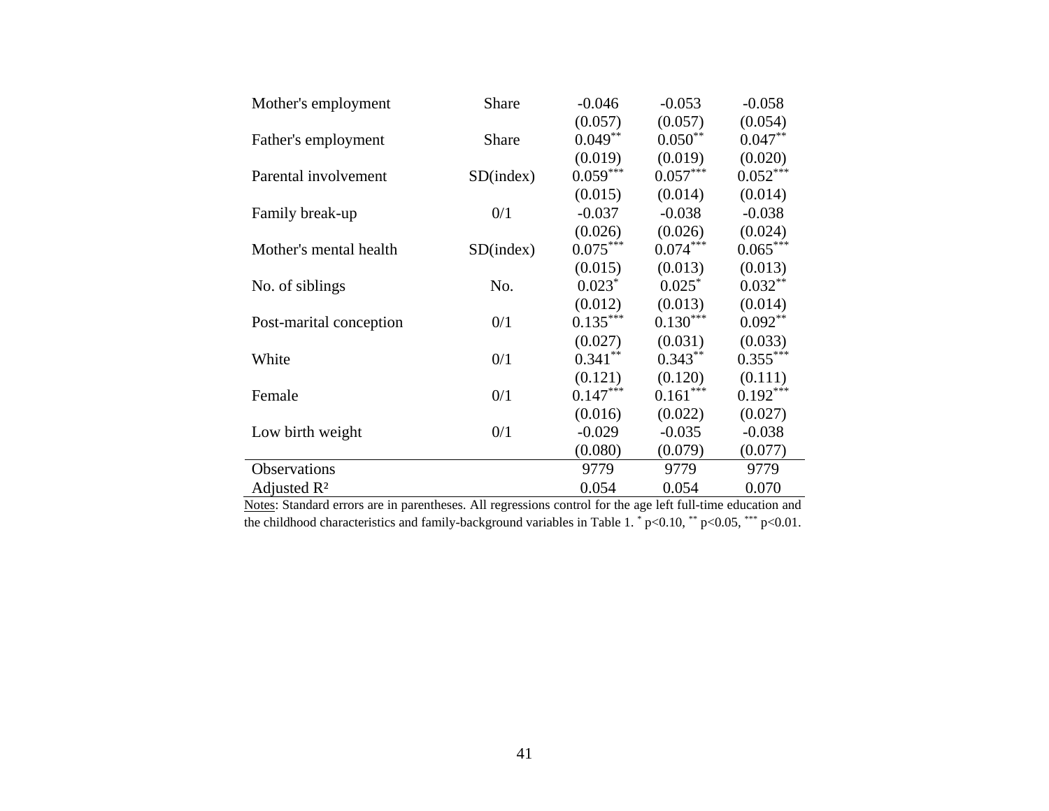| | | | | |
|---|---|---|---|---|
| Mother's employment | Share | -0.046 | -0.053 | -0.058 |
| | | (0.057) | (0.057) | (0.054) |
| Father's employment | Share | 0.049** | 0.050** | 0.047** |
| | | (0.019) | (0.019) | (0.020) |
| Parental involvement | SD(index) | 0.059*** | 0.057*** | 0.052*** |
| | | (0.015) | (0.014) | (0.014) |
| Family break-up | 0/1 | -0.037 | -0.038 | -0.038 |
| | | (0.026) | (0.026) | (0.024) |
| Mother's mental health | SD(index) | 0.075*** | 0.074*** | 0.065*** |
| | | (0.015) | (0.013) | (0.013) |
| No. of siblings | No. | 0.023* | 0.025* | 0.032** |
| | | (0.012) | (0.013) | (0.014) |
| Post-marital conception | 0/1 | 0.135*** | 0.130*** | 0.092** |
| | | (0.027) | (0.031) | (0.033) |
| White | 0/1 | 0.341** | 0.343** | 0.355*** |
| | | (0.121) | (0.120) | (0.111) |
| Female | 0/1 | 0.147*** | 0.161*** | 0.192*** |
| | | (0.016) | (0.022) | (0.027) |
| Low birth weight | 0/1 | -0.029 | -0.035 | -0.038 |
| | | (0.080) | (0.079) | (0.077) |
| Observations | | 9779 | 9779 | 9779 |
| Adjusted $R^2$ | | 0.054 | 0.054 | 0.070 |

Notes: Standard errors are in parentheses. All regressions control for the age left full-time education and the childhood characteristics and family-background variables in Table 1. * $p<0.10$, ** $p<0.05$, *** $p<0.01$.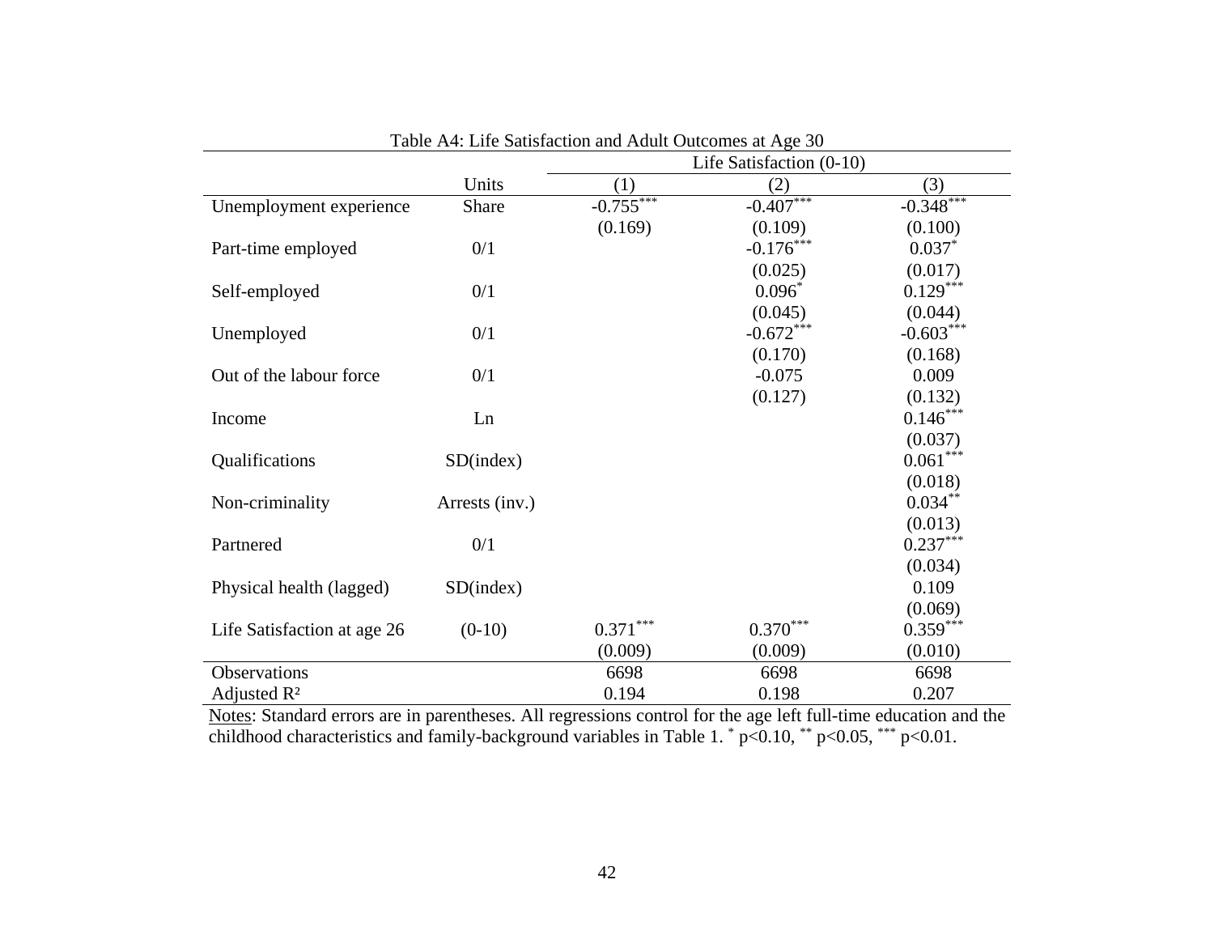Table A4: Life Satisfaction and Adult Outcomes at Age 30

| | | Life Satisfaction (0-10) | | |
|---|---|---|---|---|
| | Units | (1) | (2) | (3) |
| Unemployment experience | Share | -0.755*** | -0.407*** | -0.348*** |
| | | (0.169) | (0.109) | (0.100) |
| Part-time employed | 0/1 | | -0.176*** | 0.037* |
| | | | (0.025) | (0.017) |
| Self-employed | 0/1 | | 0.096* | 0.129*** |
| | | | (0.045) | (0.044) |
| Unemployed | 0/1 | | -0.672*** | -0.603*** |
| | | | (0.170) | (0.168) |
| Out of the labour force | 0/1 | | -0.075 | 0.009 |
| | | | (0.127) | (0.132) |
| Income | Ln | | | 0.146*** |
| | | | | (0.037) |
| Qualifications | SD(index) | | | 0.061*** |
| | | | | (0.018) |
| Non-criminality | Arrests (inv.) | | | 0.034** |
| | | | | (0.013) |
| Partnered | 0/1 | | | 0.237*** |
| | | | | (0.034) |
| Physical health (lagged) | SD(index) | | | 0.109 |
| | | | | (0.069) |
| Life Satisfaction at age 26 | (0-10) | 0.371*** | 0.370*** | 0.359*** |
| | | (0.009) | (0.009) | (0.010) |
| Observations | | 6698 | 6698 | 6698 |
| Adjusted $R^2$ | | 0.194 | 0.198 | 0.207 |

Notes: Standard errors are in parentheses. All regressions control for the age left full-time education and the childhood characteristics and family-background variables in Table 1. * $p<0.10$, ** $p<0.05$, *** $p<0.01$.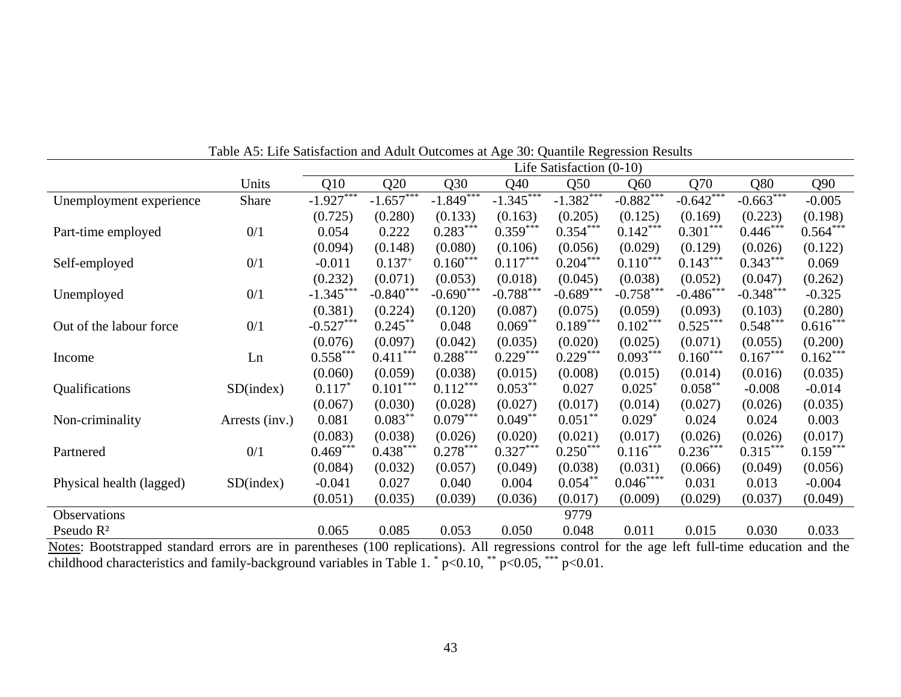Table A5: Life Satisfaction and Adult Outcomes at Age 30: Quantile Regression Results

| | Units | Life Satisfaction (0-10) | | | | | | | | |
|---|---|---|---|---|---|---|---|---|---|---|
| | | Q10 | Q20 | Q30 | Q40 | Q50 | Q60 | Q70 | Q80 | Q90 |
| Unemployment experience | Share | -1.927*** | -1.657*** | -1.849*** | -1.345*** | -1.382*** | -0.882*** | -0.642*** | -0.663*** | -0.005 |
| | | (0.725) | (0.280) | (0.133) | (0.163) | (0.205) | (0.125) | (0.169) | (0.223) | (0.198) |
| Part-time employed | 0/1 | 0.054 | 0.222 | 0.283*** | 0.359*** | 0.354*** | 0.142*** | 0.301*** | 0.446*** | 0.564*** |
| | | (0.094) | (0.148) | (0.080) | (0.106) | (0.056) | (0.029) | (0.129) | (0.026) | (0.122) |
| Self-employed | 0/1 | -0.011 | 0.137+ | 0.160*** | 0.117*** | 0.204*** | 0.110*** | 0.143*** | 0.343*** | 0.069 |
| | | (0.232) | (0.071) | (0.053) | (0.018) | (0.045) | (0.038) | (0.052) | (0.047) | (0.262) |
| Unemployed | 0/1 | -1.345*** | -0.840*** | -0.690*** | -0.788*** | -0.689*** | -0.758*** | -0.486*** | -0.348*** | -0.325 |
| | | (0.381) | (0.224) | (0.120) | (0.087) | (0.075) | (0.059) | (0.093) | (0.103) | (0.280) |
| Out of the labour force | 0/1 | -0.527*** | 0.245** | 0.048 | 0.069** | 0.189*** | 0.102*** | 0.525*** | 0.548*** | 0.616*** |
| | | (0.076) | (0.097) | (0.042) | (0.035) | (0.020) | (0.025) | (0.071) | (0.055) | (0.200) |
| Income | Ln | 0.558*** | 0.411*** | 0.288*** | 0.229*** | 0.229*** | 0.093*** | 0.160*** | 0.167*** | 0.162*** |
| | | (0.060) | (0.059) | (0.038) | (0.015) | (0.008) | (0.015) | (0.014) | (0.016) | (0.035) |
| Qualifications | SD(index) | 0.117* | 0.101*** | 0.112*** | 0.053** | 0.027 | 0.025* | 0.058** | -0.008 | -0.014 |
| | | (0.067) | (0.030) | (0.028) | (0.027) | (0.017) | (0.014) | (0.027) | (0.026) | (0.035) |
| Non-criminality | Arrests (inv.) | 0.081 | 0.083** | 0.079*** | 0.049** | 0.051** | 0.029* | 0.024 | 0.024 | 0.003 |
| | | (0.083) | (0.038) | (0.026) | (0.020) | (0.021) | (0.017) | (0.026) | (0.026) | (0.017) |
| Partnered | 0/1 | 0.469*** | 0.438*** | 0.278*** | 0.327*** | 0.250*** | 0.116*** | 0.236*** | 0.315*** | 0.159*** |
| | | (0.084) | (0.032) | (0.057) | (0.049) | (0.038) | (0.031) | (0.066) | (0.049) | (0.056) |
| Physical health (lagged) | SD(index) | -0.041 | 0.027 | 0.040 | 0.004 | 0.054** | 0.046**** | 0.031 | 0.013 | -0.004 |
| | | (0.051) | (0.035) | (0.039) | (0.036) | (0.017) | (0.009) | (0.029) | (0.037) | (0.049) |
| Observations | | | | | | 9779 | | | | |
| Pseudo $R^2$ | | 0.065 | 0.085 | 0.053 | 0.050 | 0.048 | 0.011 | 0.015 | 0.030 | 0.033 |

Notes: Bootstrapped standard errors are in parentheses (100 replications). All regressions control for the age left full-time education and the childhood characteristics and family-background variables in Table 1. * p<0.10, ** p<0.05, *** p<0.01.